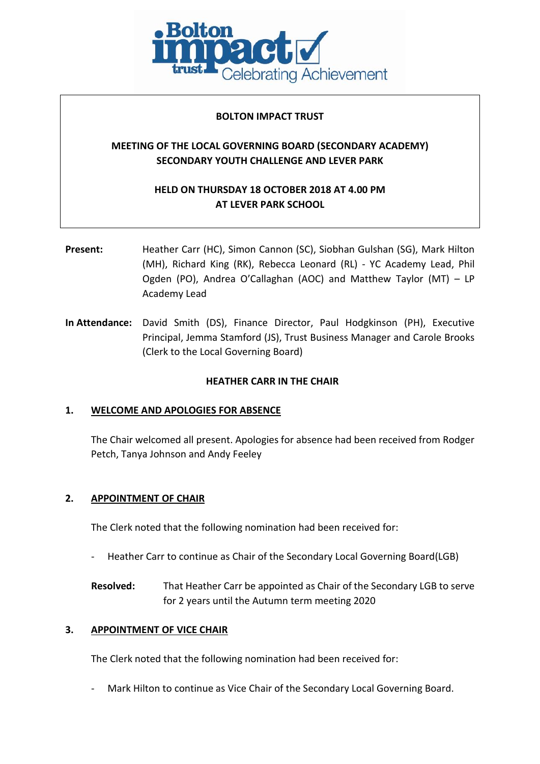**Bolton impact trust** Celebrating Achievement

**BOLTON IMPACT TRUST**

**MEETING OF THE LOCAL GOVERNING BOARD (SECONDARY ACADEMY) SECONDARY YOUTH CHALLENGE AND LEVER PARK**

**HELD ON THURSDAY 18 OCTOBER 2018 AT 4.00 PM AT LEVER PARK SCHOOL**

**Present:** Heather Carr (HC), Simon Cannon (SC), Siobhan Gulshan (SG), Mark Hilton (MH), Richard King (RK), Rebecca Leonard (RL) - YC Academy Lead, Phil Ogden (PO), Andrea O'Callaghan (AOC) and Matthew Taylor (MT) – LP Academy Lead

**In Attendance:** David Smith (DS), Finance Director, Paul Hodgkinson (PH), Executive Principal, Jemma Stamford (JS), Trust Business Manager and Carole Brooks (Clerk to the Local Governing Board)

**HEATHER CARR IN THE CHAIR**

## 1. WELCOME AND APOLOGIES FOR ABSENCE

The Chair welcomed all present. Apologies for absence had been received from Rodger Petch, Tanya Johnson and Andy Feeley

## 2. APPOINTMENT OF CHAIR

The Clerk noted that the following nomination had been received for:

- Heather Carr to continue as Chair of the Secondary Local Governing Board(LGB)

**Resolved:** That Heather Carr be appointed as Chair of the Secondary LGB to serve for 2 years until the Autumn term meeting 2020

## 3. APPOINTMENT OF VICE CHAIR

The Clerk noted that the following nomination had been received for:

- Mark Hilton to continue as Vice Chair of the Secondary Local Governing Board.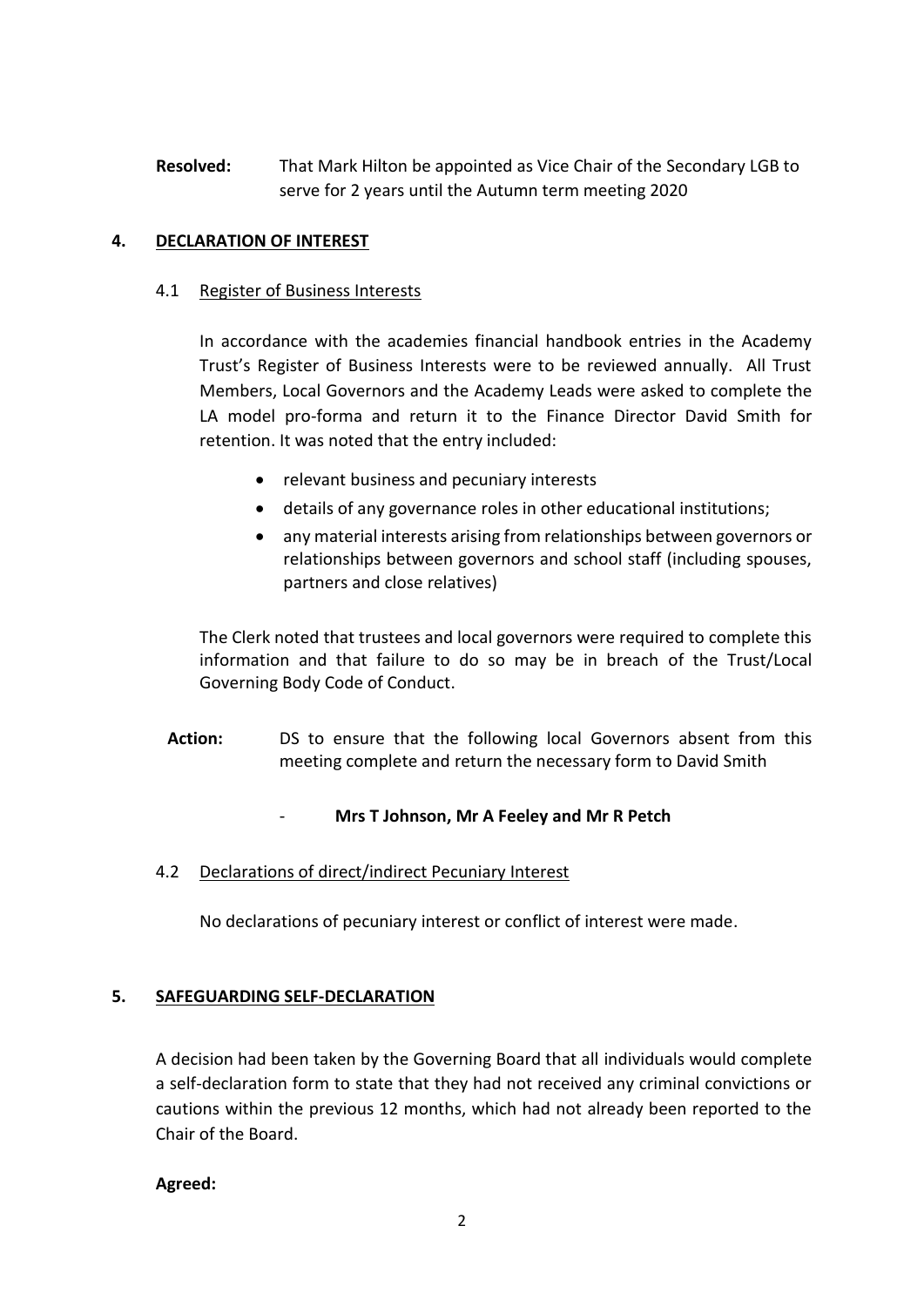**Resolved:** That Mark Hilton be appointed as Vice Chair of the Secondary LGB to serve for 2 years until the Autumn term meeting 2020

## 4. DECLARATION OF INTEREST

### 4.1 Register of Business Interests

In accordance with the academies financial handbook entries in the Academy Trust's Register of Business Interests were to be reviewed annually. All Trust Members, Local Governors and the Academy Leads were asked to complete the LA model pro-forma and return it to the Finance Director David Smith for retention. It was noted that the entry included:

- relevant business and pecuniary interests
- details of any governance roles in other educational institutions;
- any material interests arising from relationships between governors or relationships between governors and school staff (including spouses, partners and close relatives)

The Clerk noted that trustees and local governors were required to complete this information and that failure to do so may be in breach of the Trust/Local Governing Body Code of Conduct.

**Action:** DS to ensure that the following local Governors absent from this meeting complete and return the necessary form to David Smith

- **Mrs T Johnson, Mr A Feeley and Mr R Petch**

### 4.2 Declarations of direct/indirect Pecuniary Interest

No declarations of pecuniary interest or conflict of interest were made.

## 5. SAFEGUARDING SELF-DECLARATION

A decision had been taken by the Governing Board that all individuals would complete a self-declaration form to state that they had not received any criminal convictions or cautions within the previous 12 months, which had not already been reported to the Chair of the Board.

**Agreed:**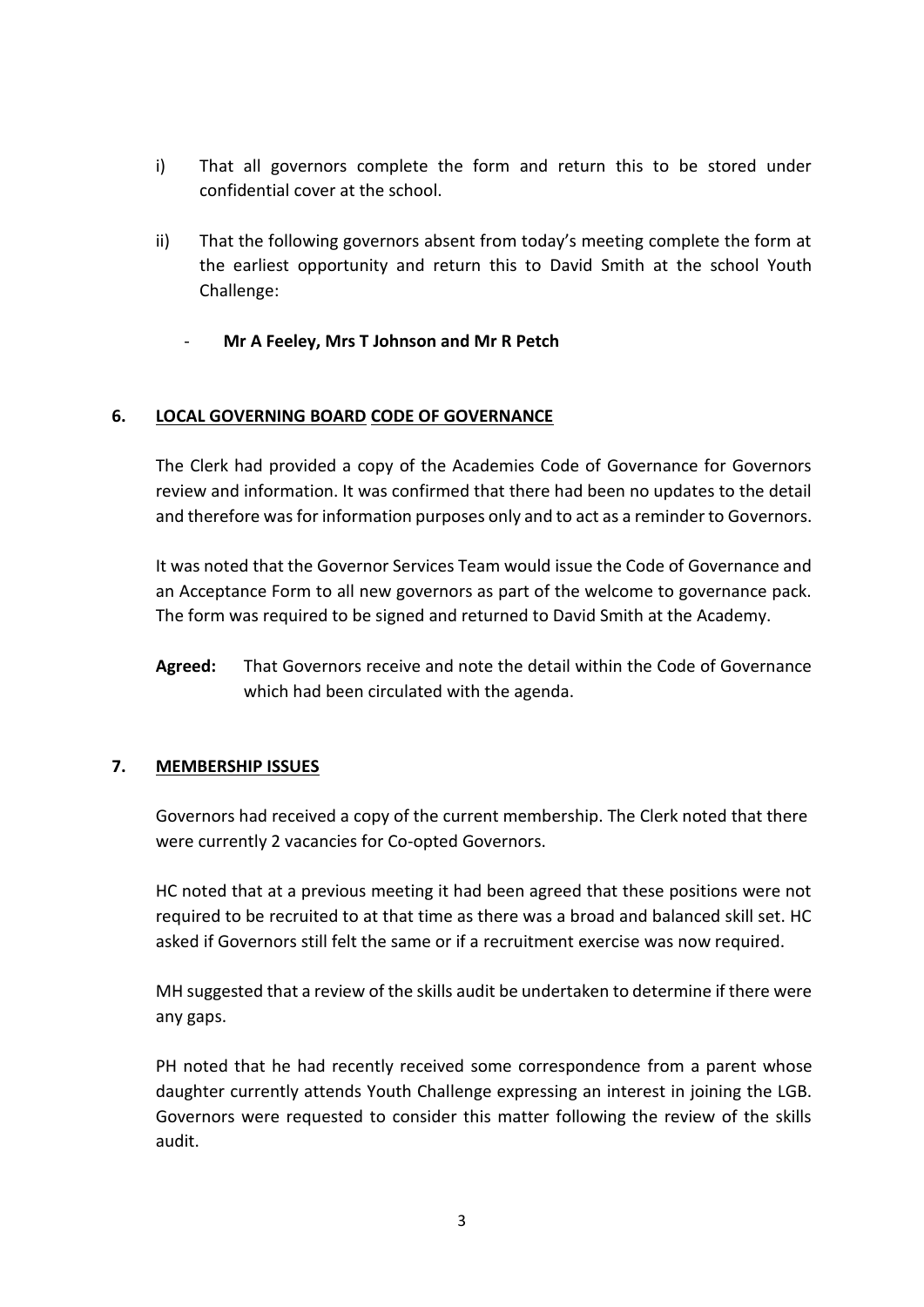i) That all governors complete the form and return this to be stored under confidential cover at the school.

ii) That the following governors absent from today's meeting complete the form at the earliest opportunity and return this to David Smith at the school Youth Challenge:

   - **Mr A Feeley, Mrs T Johnson and Mr R Petch**

## 6. LOCAL GOVERNING BOARD CODE OF GOVERNANCE

The Clerk had provided a copy of the Academies Code of Governance for Governors review and information. It was confirmed that there had been no updates to the detail and therefore was for information purposes only and to act as a reminder to Governors.

It was noted that the Governor Services Team would issue the Code of Governance and an Acceptance Form to all new governors as part of the welcome to governance pack. The form was required to be signed and returned to David Smith at the Academy.

**Agreed:** That Governors receive and note the detail within the Code of Governance which had been circulated with the agenda.

## 7. MEMBERSHIP ISSUES

Governors had received a copy of the current membership. The Clerk noted that there were currently 2 vacancies for Co-opted Governors.

HC noted that at a previous meeting it had been agreed that these positions were not required to be recruited to at that time as there was a broad and balanced skill set. HC asked if Governors still felt the same or if a recruitment exercise was now required.

MH suggested that a review of the skills audit be undertaken to determine if there were any gaps.

PH noted that he had recently received some correspondence from a parent whose daughter currently attends Youth Challenge expressing an interest in joining the LGB. Governors were requested to consider this matter following the review of the skills audit.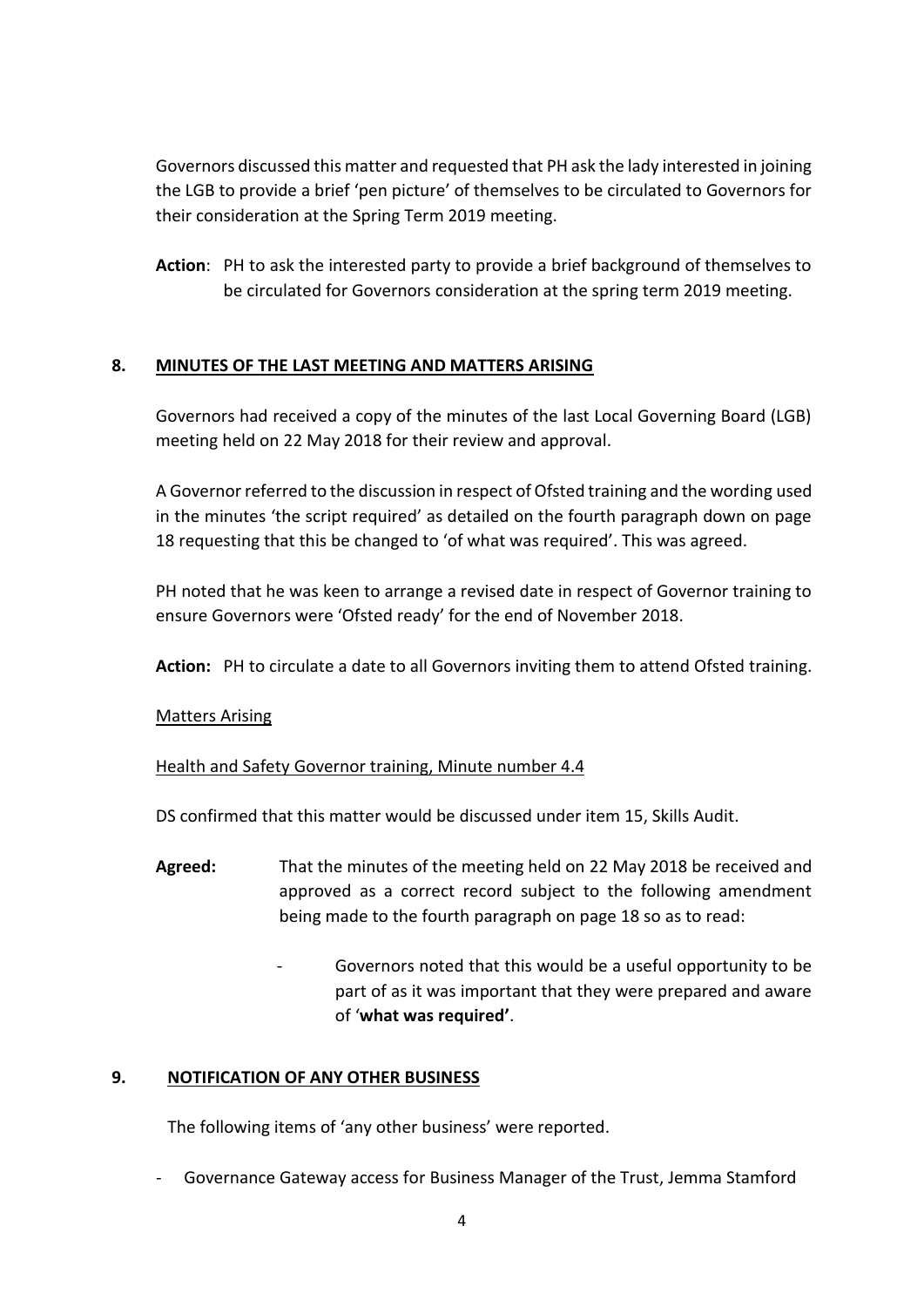Governors discussed this matter and requested that PH ask the lady interested in joining the LGB to provide a brief 'pen picture' of themselves to be circulated to Governors for their consideration at the Spring Term 2019 meeting.

**Action**: PH to ask the interested party to provide a brief background of themselves to be circulated for Governors consideration at the spring term 2019 meeting.

## 8. MINUTES OF THE LAST MEETING AND MATTERS ARISING

Governors had received a copy of the minutes of the last Local Governing Board (LGB) meeting held on 22 May 2018 for their review and approval.

A Governor referred to the discussion in respect of Ofsted training and the wording used in the minutes 'the script required' as detailed on the fourth paragraph down on page 18 requesting that this be changed to 'of what was required'. This was agreed.

PH noted that he was keen to arrange a revised date in respect of Governor training to ensure Governors were 'Ofsted ready' for the end of November 2018.

**Action:** PH to circulate a date to all Governors inviting them to attend Ofsted training.

Matters Arising

Health and Safety Governor training, Minute number 4.4

DS confirmed that this matter would be discussed under item 15, Skills Audit.

**Agreed:** That the minutes of the meeting held on 22 May 2018 be received and approved as a correct record subject to the following amendment being made to the fourth paragraph on page 18 so as to read:

- Governors noted that this would be a useful opportunity to be part of as it was important that they were prepared and aware of '**what was required'**.

## 9. NOTIFICATION OF ANY OTHER BUSINESS

The following items of 'any other business' were reported.

- Governance Gateway access for Business Manager of the Trust, Jemma Stamford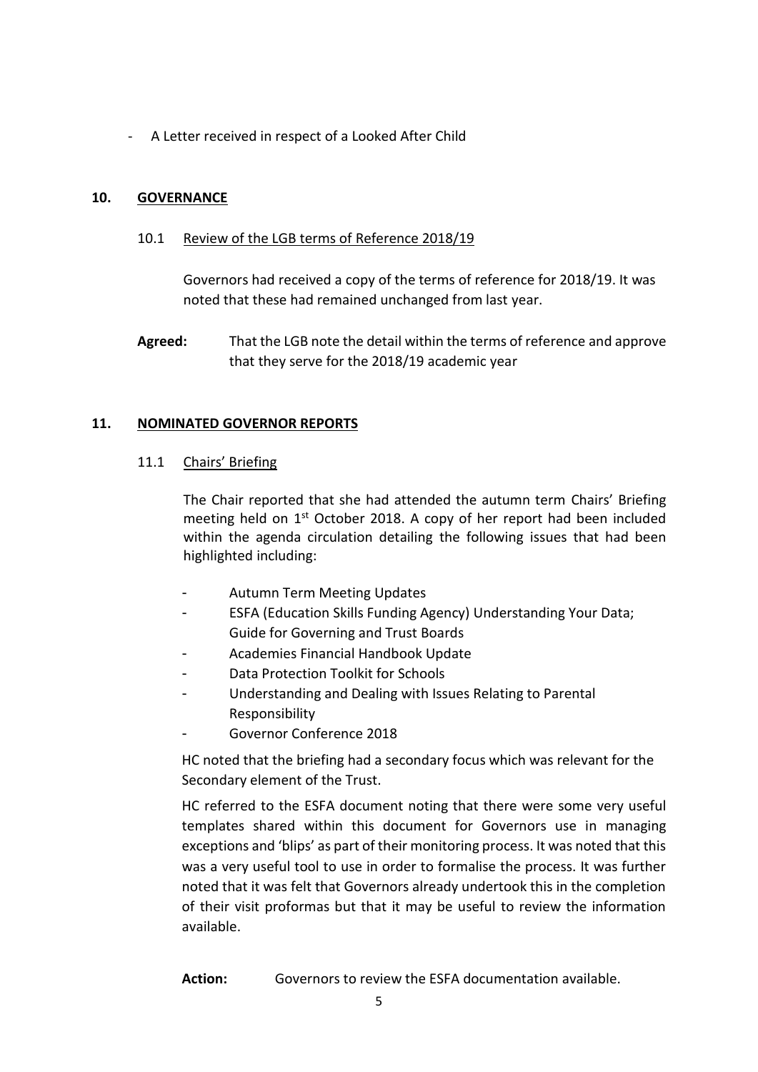- A Letter received in respect of a Looked After Child

## 10. GOVERNANCE

### 10.1 Review of the LGB terms of Reference 2018/19

Governors had received a copy of the terms of reference for 2018/19. It was noted that these had remained unchanged from last year.

**Agreed:** That the LGB note the detail within the terms of reference and approve that they serve for the 2018/19 academic year

## 11. NOMINATED GOVERNOR REPORTS

### 11.1 Chairs' Briefing

The Chair reported that she had attended the autumn term Chairs' Briefing meeting held on 1st October 2018. A copy of her report had been included within the agenda circulation detailing the following issues that had been highlighted including:

- Autumn Term Meeting Updates
- ESFA (Education Skills Funding Agency) Understanding Your Data; Guide for Governing and Trust Boards
- Academies Financial Handbook Update
- Data Protection Toolkit for Schools
- Understanding and Dealing with Issues Relating to Parental Responsibility
- Governor Conference 2018

HC noted that the briefing had a secondary focus which was relevant for the Secondary element of the Trust.

HC referred to the ESFA document noting that there were some very useful templates shared within this document for Governors use in managing exceptions and 'blips' as part of their monitoring process. It was noted that this was a very useful tool to use in order to formalise the process. It was further noted that it was felt that Governors already undertook this in the completion of their visit proformas but that it may be useful to review the information available.

**Action:** Governors to review the ESFA documentation available.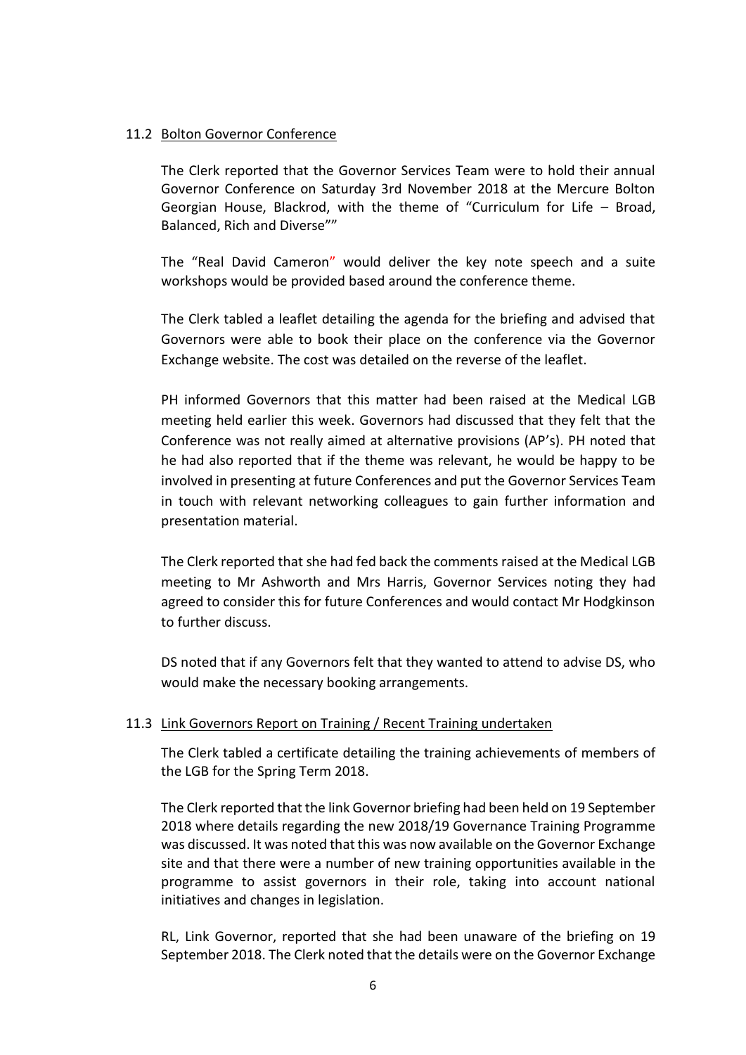11.2 Bolton Governor Conference

The Clerk reported that the Governor Services Team were to hold their annual Governor Conference on Saturday 3rd November 2018 at the Mercure Bolton Georgian House, Blackrod, with the theme of "Curriculum for Life – Broad, Balanced, Rich and Diverse""

The "Real David Cameron" would deliver the key note speech and a suite workshops would be provided based around the conference theme.

The Clerk tabled a leaflet detailing the agenda for the briefing and advised that Governors were able to book their place on the conference via the Governor Exchange website. The cost was detailed on the reverse of the leaflet.

PH informed Governors that this matter had been raised at the Medical LGB meeting held earlier this week. Governors had discussed that they felt that the Conference was not really aimed at alternative provisions (AP's). PH noted that he had also reported that if the theme was relevant, he would be happy to be involved in presenting at future Conferences and put the Governor Services Team in touch with relevant networking colleagues to gain further information and presentation material.

The Clerk reported that she had fed back the comments raised at the Medical LGB meeting to Mr Ashworth and Mrs Harris, Governor Services noting they had agreed to consider this for future Conferences and would contact Mr Hodgkinson to further discuss.

DS noted that if any Governors felt that they wanted to attend to advise DS, who would make the necessary booking arrangements.

11.3 Link Governors Report on Training / Recent Training undertaken

The Clerk tabled a certificate detailing the training achievements of members of the LGB for the Spring Term 2018.

The Clerk reported that the link Governor briefing had been held on 19 September 2018 where details regarding the new 2018/19 Governance Training Programme was discussed. It was noted that this was now available on the Governor Exchange site and that there were a number of new training opportunities available in the programme to assist governors in their role, taking into account national initiatives and changes in legislation.

RL, Link Governor, reported that she had been unaware of the briefing on 19 September 2018. The Clerk noted that the details were on the Governor Exchange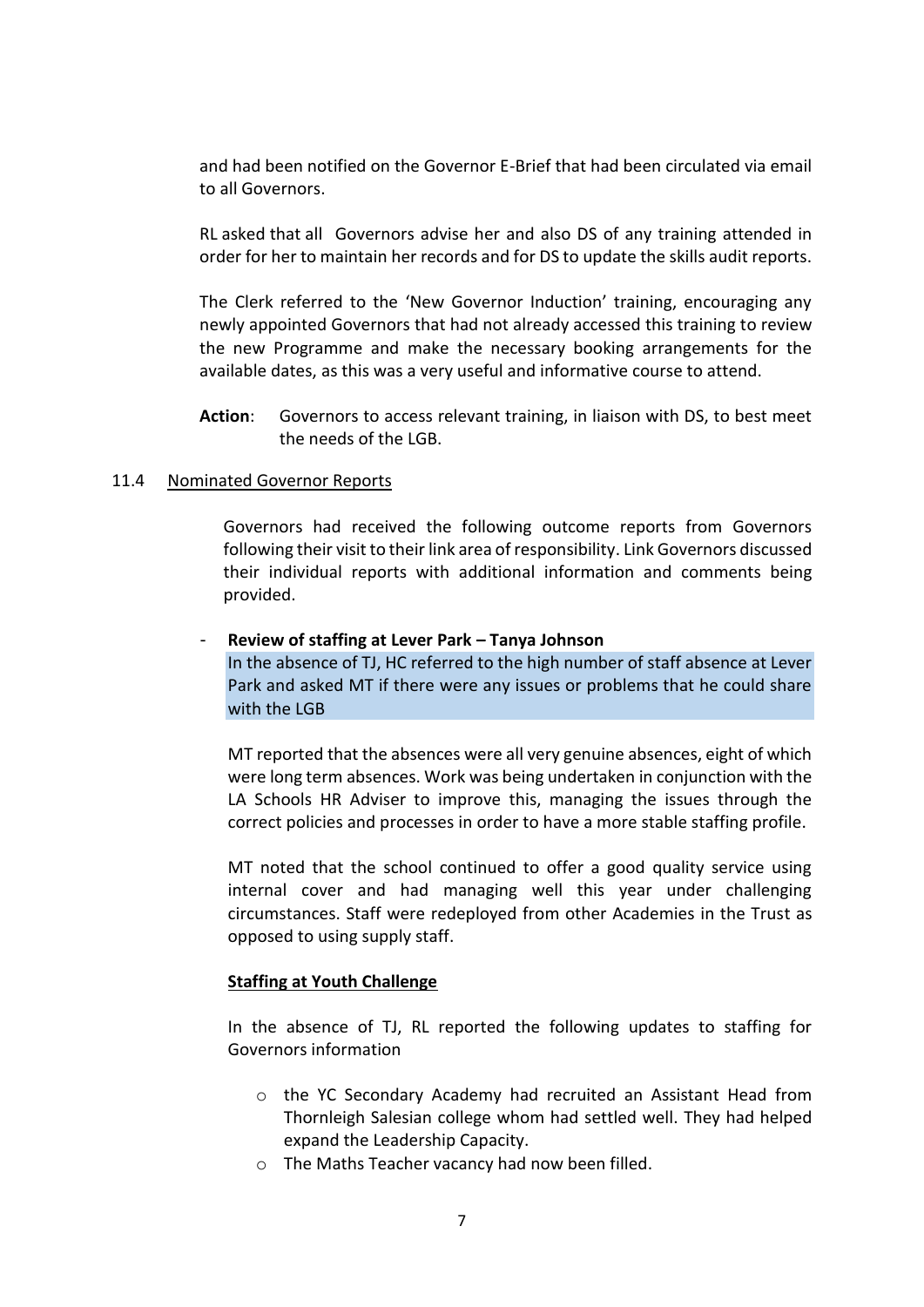and had been notified on the Governor E-Brief that had been circulated via email to all Governors.

RL asked that all Governors advise her and also DS of any training attended in order for her to maintain her records and for DS to update the skills audit reports.

The Clerk referred to the 'New Governor Induction' training, encouraging any newly appointed Governors that had not already accessed this training to review the new Programme and make the necessary booking arrangements for the available dates, as this was a very useful and informative course to attend.

**Action**: Governors to access relevant training, in liaison with DS, to best meet the needs of the LGB.

11.4 Nominated Governor Reports

Governors had received the following outcome reports from Governors following their visit to their link area of responsibility. Link Governors discussed their individual reports with additional information and comments being provided.

- **Review of staffing at Lever Park – Tanya Johnson**

In the absence of TJ, HC referred to the high number of staff absence at Lever Park and asked MT if there were any issues or problems that he could share with the LGB

MT reported that the absences were all very genuine absences, eight of which were long term absences. Work was being undertaken in conjunction with the LA Schools HR Adviser to improve this, managing the issues through the correct policies and processes in order to have a more stable staffing profile.

MT noted that the school continued to offer a good quality service using internal cover and had managing well this year under challenging circumstances. Staff were redeployed from other Academies in the Trust as opposed to using supply staff.

**Staffing at Youth Challenge**

In the absence of TJ, RL reported the following updates to staffing for Governors information

- the YC Secondary Academy had recruited an Assistant Head from Thornleigh Salesian college whom had settled well. They had helped expand the Leadership Capacity.
- The Maths Teacher vacancy had now been filled.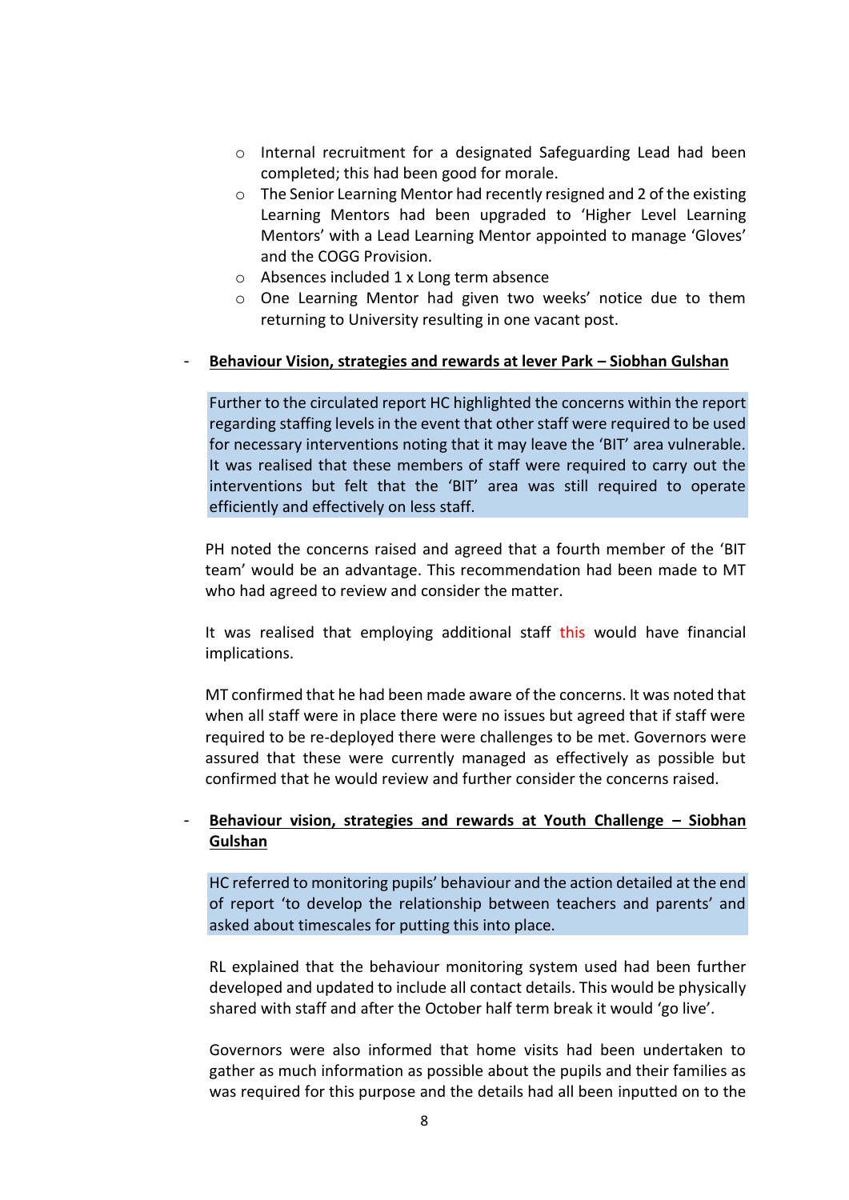- Internal recruitment for a designated Safeguarding Lead had been completed; this had been good for morale.
  - The Senior Learning Mentor had recently resigned and 2 of the existing Learning Mentors had been upgraded to 'Higher Level Learning Mentors' with a Lead Learning Mentor appointed to manage 'Gloves' and the COGG Provision.
  - Absences included 1 x Long term absence
  - One Learning Mentor had given two weeks' notice due to them returning to University resulting in one vacant post.

- **<u>Behaviour Vision, strategies and rewards at lever Park – Siobhan Gulshan</u>**

  Further to the circulated report HC highlighted the concerns within the report regarding staffing levels in the event that other staff were required to be used for necessary interventions noting that it may leave the 'BIT' area vulnerable. It was realised that these members of staff were required to carry out the interventions but felt that the 'BIT' area was still required to operate efficiently and effectively on less staff.

  PH noted the concerns raised and agreed that a fourth member of the 'BIT team' would be an advantage. This recommendation had been made to MT who had agreed to review and consider the matter.

  It was realised that employing additional staff this would have financial implications.

  MT confirmed that he had been made aware of the concerns. It was noted that when all staff were in place there were no issues but agreed that if staff were required to be re-deployed there were challenges to be met. Governors were assured that these were currently managed as effectively as possible but confirmed that he would review and further consider the concerns raised.

- **<u>Behaviour vision, strategies and rewards at Youth Challenge – Siobhan Gulshan</u>**

  HC referred to monitoring pupils' behaviour and the action detailed at the end of report 'to develop the relationship between teachers and parents' and asked about timescales for putting this into place.

  RL explained that the behaviour monitoring system used had been further developed and updated to include all contact details. This would be physically shared with staff and after the October half term break it would 'go live'.

  Governors were also informed that home visits had been undertaken to gather as much information as possible about the pupils and their families as was required for this purpose and the details had all been inputted on to the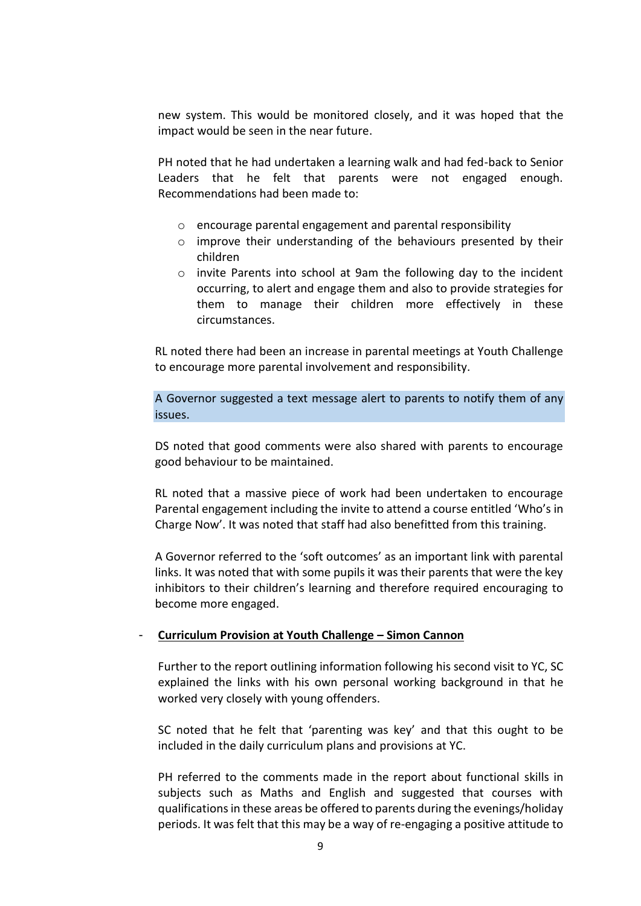new system. This would be monitored closely, and it was hoped that the impact would be seen in the near future.

PH noted that he had undertaken a learning walk and had fed-back to Senior Leaders that he felt that parents were not engaged enough. Recommendations had been made to:

- encourage parental engagement and parental responsibility
- improve their understanding of the behaviours presented by their children
- invite Parents into school at 9am the following day to the incident occurring, to alert and engage them and also to provide strategies for them to manage their children more effectively in these circumstances.

RL noted there had been an increase in parental meetings at Youth Challenge to encourage more parental involvement and responsibility.

A Governor suggested a text message alert to parents to notify them of any issues.

DS noted that good comments were also shared with parents to encourage good behaviour to be maintained.

RL noted that a massive piece of work had been undertaken to encourage Parental engagement including the invite to attend a course entitled 'Who's in Charge Now'. It was noted that staff had also benefitted from this training.

A Governor referred to the 'soft outcomes' as an important link with parental links. It was noted that with some pupils it was their parents that were the key inhibitors to their children's learning and therefore required encouraging to become more engaged.

- **Curriculum Provision at Youth Challenge – Simon Cannon**

Further to the report outlining information following his second visit to YC, SC explained the links with his own personal working background in that he worked very closely with young offenders.

SC noted that he felt that 'parenting was key' and that this ought to be included in the daily curriculum plans and provisions at YC.

PH referred to the comments made in the report about functional skills in subjects such as Maths and English and suggested that courses with qualifications in these areas be offered to parents during the evenings/holiday periods. It was felt that this may be a way of re-engaging a positive attitude to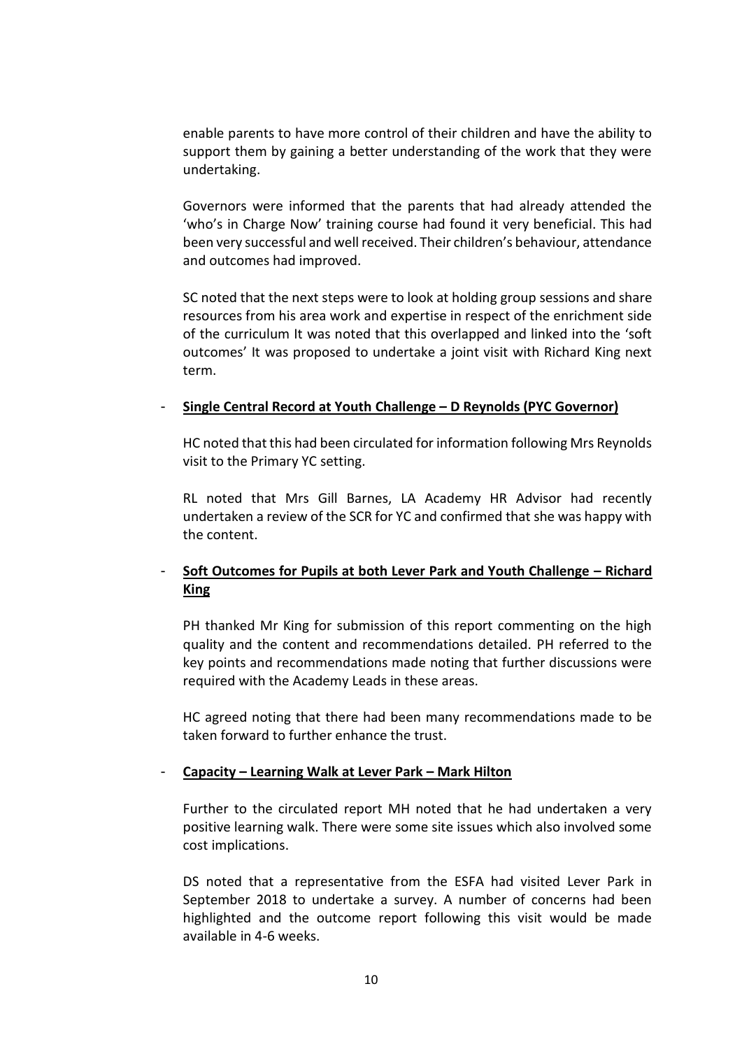enable parents to have more control of their children and have the ability to support them by gaining a better understanding of the work that they were undertaking.

Governors were informed that the parents that had already attended the 'who's in Charge Now' training course had found it very beneficial. This had been very successful and well received. Their children's behaviour, attendance and outcomes had improved.

SC noted that the next steps were to look at holding group sessions and share resources from his area work and expertise in respect of the enrichment side of the curriculum It was noted that this overlapped and linked into the 'soft outcomes' It was proposed to undertake a joint visit with Richard King next term.

- **<u>Single Central Record at Youth Challenge – D Reynolds (PYC Governor)</u>**

  HC noted that this had been circulated for information following Mrs Reynolds visit to the Primary YC setting.

  RL noted that Mrs Gill Barnes, LA Academy HR Advisor had recently undertaken a review of the SCR for YC and confirmed that she was happy with the content.

- **<u>Soft Outcomes for Pupils at both Lever Park and Youth Challenge – Richard King</u>**

  PH thanked Mr King for submission of this report commenting on the high quality and the content and recommendations detailed. PH referred to the key points and recommendations made noting that further discussions were required with the Academy Leads in these areas.

  HC agreed noting that there had been many recommendations made to be taken forward to further enhance the trust.

- **<u>Capacity – Learning Walk at Lever Park – Mark Hilton</u>**

  Further to the circulated report MH noted that he had undertaken a very positive learning walk. There were some site issues which also involved some cost implications.

  DS noted that a representative from the ESFA had visited Lever Park in September 2018 to undertake a survey. A number of concerns had been highlighted and the outcome report following this visit would be made available in 4-6 weeks.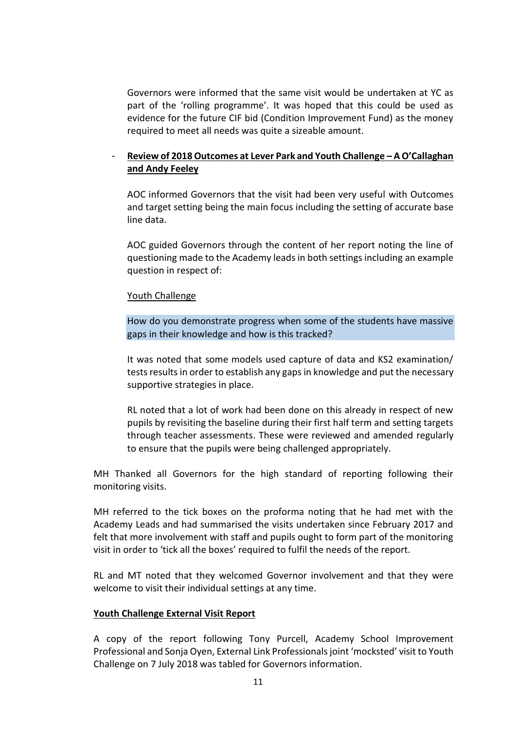Governors were informed that the same visit would be undertaken at YC as part of the 'rolling programme'. It was hoped that this could be used as evidence for the future CIF bid (Condition Improvement Fund) as the money required to meet all needs was quite a sizeable amount.

- **Review of 2018 Outcomes at Lever Park and Youth Challenge – A O'Callaghan and Andy Feeley**

  AOC informed Governors that the visit had been very useful with Outcomes and target setting being the main focus including the setting of accurate base line data.

  AOC guided Governors through the content of her report noting the line of questioning made to the Academy leads in both settings including an example question in respect of:

  Youth Challenge

  How do you demonstrate progress when some of the students have massive gaps in their knowledge and how is this tracked?

  It was noted that some models used capture of data and KS2 examination/ tests results in order to establish any gaps in knowledge and put the necessary supportive strategies in place.

  RL noted that a lot of work had been done on this already in respect of new pupils by revisiting the baseline during their first half term and setting targets through teacher assessments. These were reviewed and amended regularly to ensure that the pupils were being challenged appropriately.

MH Thanked all Governors for the high standard of reporting following their monitoring visits.

MH referred to the tick boxes on the proforma noting that he had met with the Academy Leads and had summarised the visits undertaken since February 2017 and felt that more involvement with staff and pupils ought to form part of the monitoring visit in order to 'tick all the boxes' required to fulfil the needs of the report.

RL and MT noted that they welcomed Governor involvement and that they were welcome to visit their individual settings at any time.

**Youth Challenge External Visit Report**

A copy of the report following Tony Purcell, Academy School Improvement Professional and Sonja Oyen, External Link Professionals joint 'mocksted' visit to Youth Challenge on 7 July 2018 was tabled for Governors information.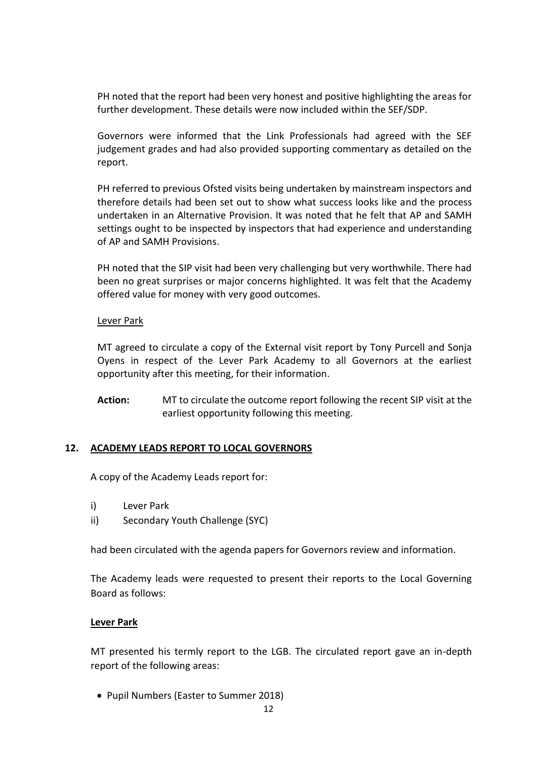PH noted that the report had been very honest and positive highlighting the areas for further development. These details were now included within the SEF/SDP.

Governors were informed that the Link Professionals had agreed with the SEF judgement grades and had also provided supporting commentary as detailed on the report.

PH referred to previous Ofsted visits being undertaken by mainstream inspectors and therefore details had been set out to show what success looks like and the process undertaken in an Alternative Provision. It was noted that he felt that AP and SAMH settings ought to be inspected by inspectors that had experience and understanding of AP and SAMH Provisions.

PH noted that the SIP visit had been very challenging but very worthwhile. There had been no great surprises or major concerns highlighted. It was felt that the Academy offered value for money with very good outcomes.

<u>Lever Park</u>

MT agreed to circulate a copy of the External visit report by Tony Purcell and Sonja Oyens in respect of the Lever Park Academy to all Governors at the earliest opportunity after this meeting, for their information.

**Action:** MT to circulate the outcome report following the recent SIP visit at the earliest opportunity following this meeting.

## 12. <u>ACADEMY LEADS REPORT TO LOCAL GOVERNORS</u>

A copy of the Academy Leads report for:

i) Lever Park
ii) Secondary Youth Challenge (SYC)

had been circulated with the agenda papers for Governors review and information.

The Academy leads were requested to present their reports to the Local Governing Board as follows:

**<u>Lever Park</u>**

MT presented his termly report to the LGB. The circulated report gave an in-depth report of the following areas:

- Pupil Numbers (Easter to Summer 2018)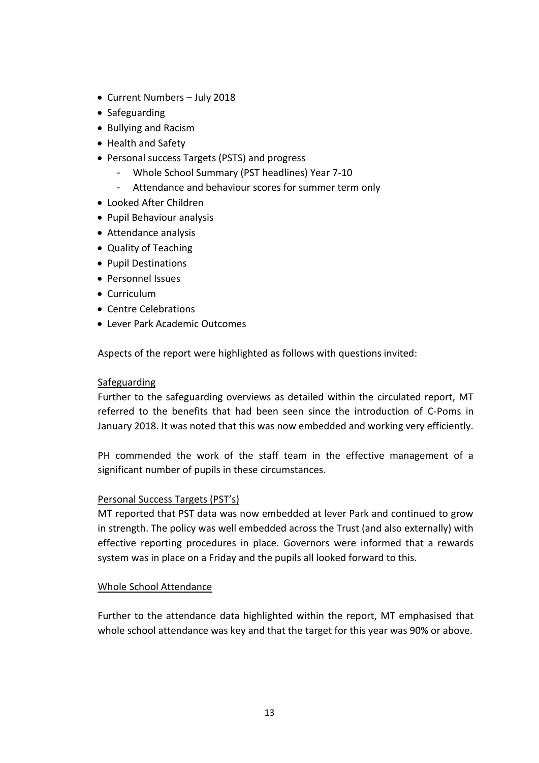- Current Numbers – July 2018
- Safeguarding
- Bullying and Racism
- Health and Safety
- Personal success Targets (PSTS) and progress
    - Whole School Summary (PST headlines) Year 7-10
    - Attendance and behaviour scores for summer term only
- Looked After Children
- Pupil Behaviour analysis
- Attendance analysis
- Quality of Teaching
- Pupil Destinations
- Personnel Issues
- Curriculum
- Centre Celebrations
- Lever Park Academic Outcomes

Aspects of the report were highlighted as follows with questions invited:

<u>Safeguarding</u>

Further to the safeguarding overviews as detailed within the circulated report, MT referred to the benefits that had been seen since the introduction of C-Poms in January 2018. It was noted that this was now embedded and working very efficiently.

PH commended the work of the staff team in the effective management of a significant number of pupils in these circumstances.

<u>Personal Success Targets (PST's)</u>

MT reported that PST data was now embedded at lever Park and continued to grow in strength. The policy was well embedded across the Trust (and also externally) with effective reporting procedures in place. Governors were informed that a rewards system was in place on a Friday and the pupils all looked forward to this.

<u>Whole School Attendance</u>

Further to the attendance data highlighted within the report, MT emphasised that whole school attendance was key and that the target for this year was 90% or above.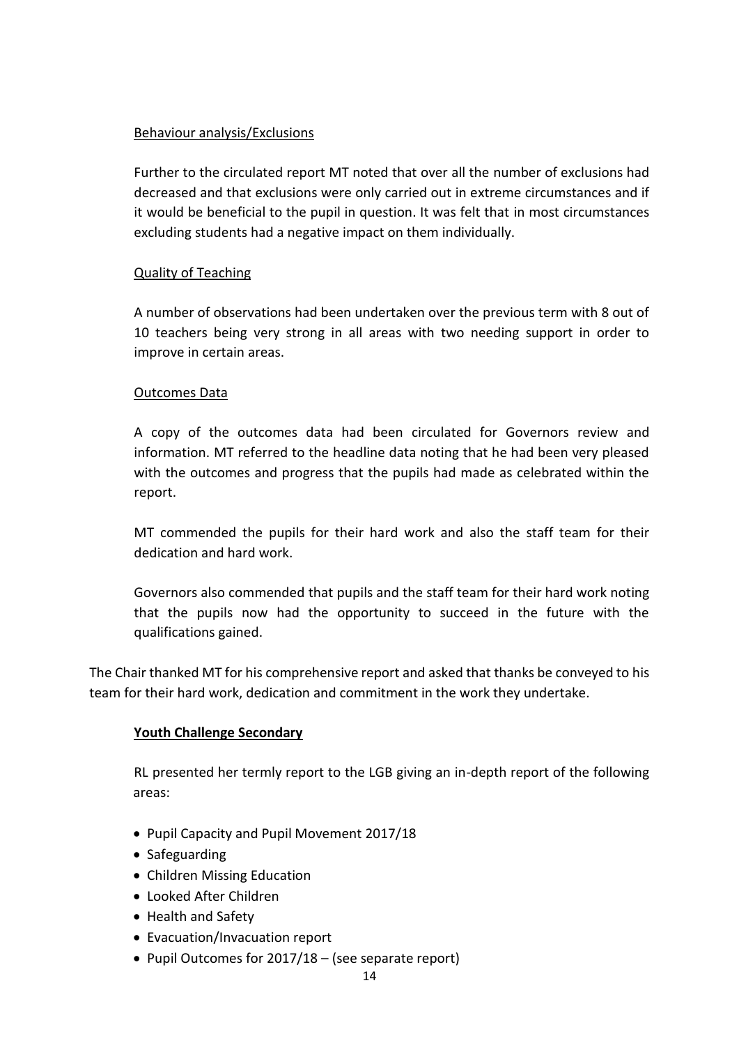Behaviour analysis/Exclusions

Further to the circulated report MT noted that over all the number of exclusions had decreased and that exclusions were only carried out in extreme circumstances and if it would be beneficial to the pupil in question. It was felt that in most circumstances excluding students had a negative impact on them individually.

Quality of Teaching

A number of observations had been undertaken over the previous term with 8 out of 10 teachers being very strong in all areas with two needing support in order to improve in certain areas.

Outcomes Data

A copy of the outcomes data had been circulated for Governors review and information. MT referred to the headline data noting that he had been very pleased with the outcomes and progress that the pupils had made as celebrated within the report.

MT commended the pupils for their hard work and also the staff team for their dedication and hard work.

Governors also commended that pupils and the staff team for their hard work noting that the pupils now had the opportunity to succeed in the future with the qualifications gained.

The Chair thanked MT for his comprehensive report and asked that thanks be conveyed to his team for their hard work, dedication and commitment in the work they undertake.

**Youth Challenge Secondary**

RL presented her termly report to the LGB giving an in-depth report of the following areas:

- Pupil Capacity and Pupil Movement 2017/18
- Safeguarding
- Children Missing Education
- Looked After Children
- Health and Safety
- Evacuation/Invacuation report
- Pupil Outcomes for 2017/18 – (see separate report)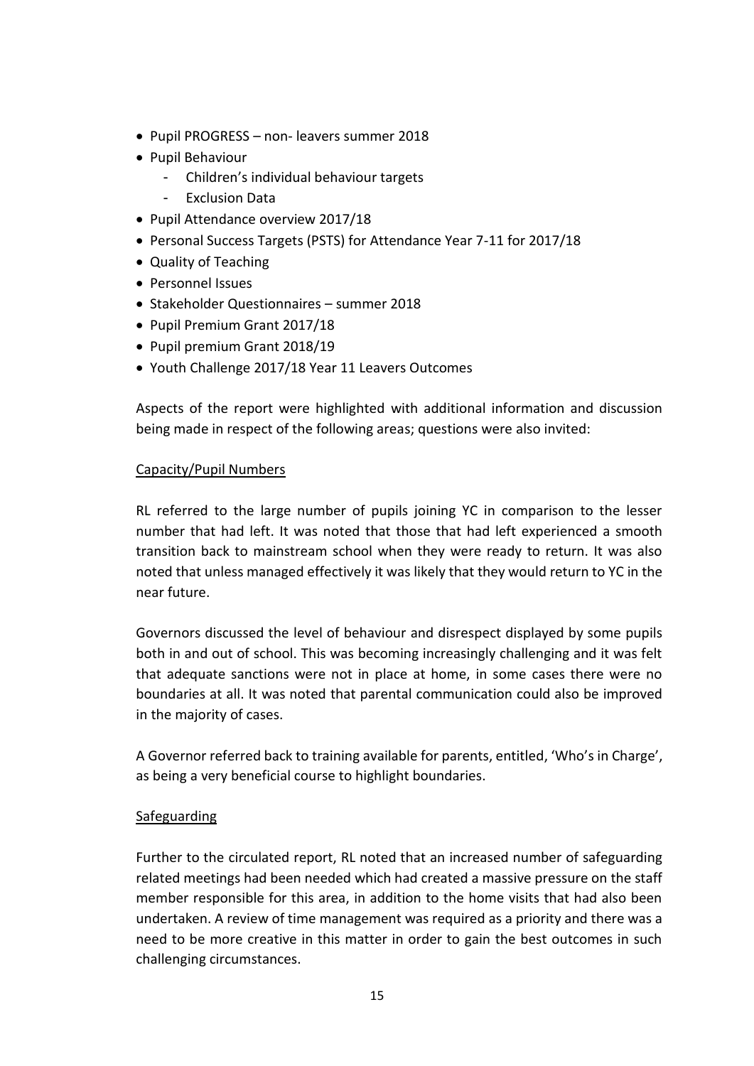- Pupil PROGRESS – non- leavers summer 2018
- Pupil Behaviour
    - Children's individual behaviour targets
    - Exclusion Data
- Pupil Attendance overview 2017/18
- Personal Success Targets (PSTS) for Attendance Year 7-11 for 2017/18
- Quality of Teaching
- Personnel Issues
- Stakeholder Questionnaires – summer 2018
- Pupil Premium Grant 2017/18
- Pupil premium Grant 2018/19
- Youth Challenge 2017/18 Year 11 Leavers Outcomes

Aspects of the report were highlighted with additional information and discussion being made in respect of the following areas; questions were also invited:

<u>Capacity/Pupil Numbers</u>

RL referred to the large number of pupils joining YC in comparison to the lesser number that had left. It was noted that those that had left experienced a smooth transition back to mainstream school when they were ready to return. It was also noted that unless managed effectively it was likely that they would return to YC in the near future.

Governors discussed the level of behaviour and disrespect displayed by some pupils both in and out of school. This was becoming increasingly challenging and it was felt that adequate sanctions were not in place at home, in some cases there were no boundaries at all. It was noted that parental communication could also be improved in the majority of cases.

A Governor referred back to training available for parents, entitled, 'Who's in Charge', as being a very beneficial course to highlight boundaries.

<u>Safeguarding</u>

Further to the circulated report, RL noted that an increased number of safeguarding related meetings had been needed which had created a massive pressure on the staff member responsible for this area, in addition to the home visits that had also been undertaken. A review of time management was required as a priority and there was a need to be more creative in this matter in order to gain the best outcomes in such challenging circumstances.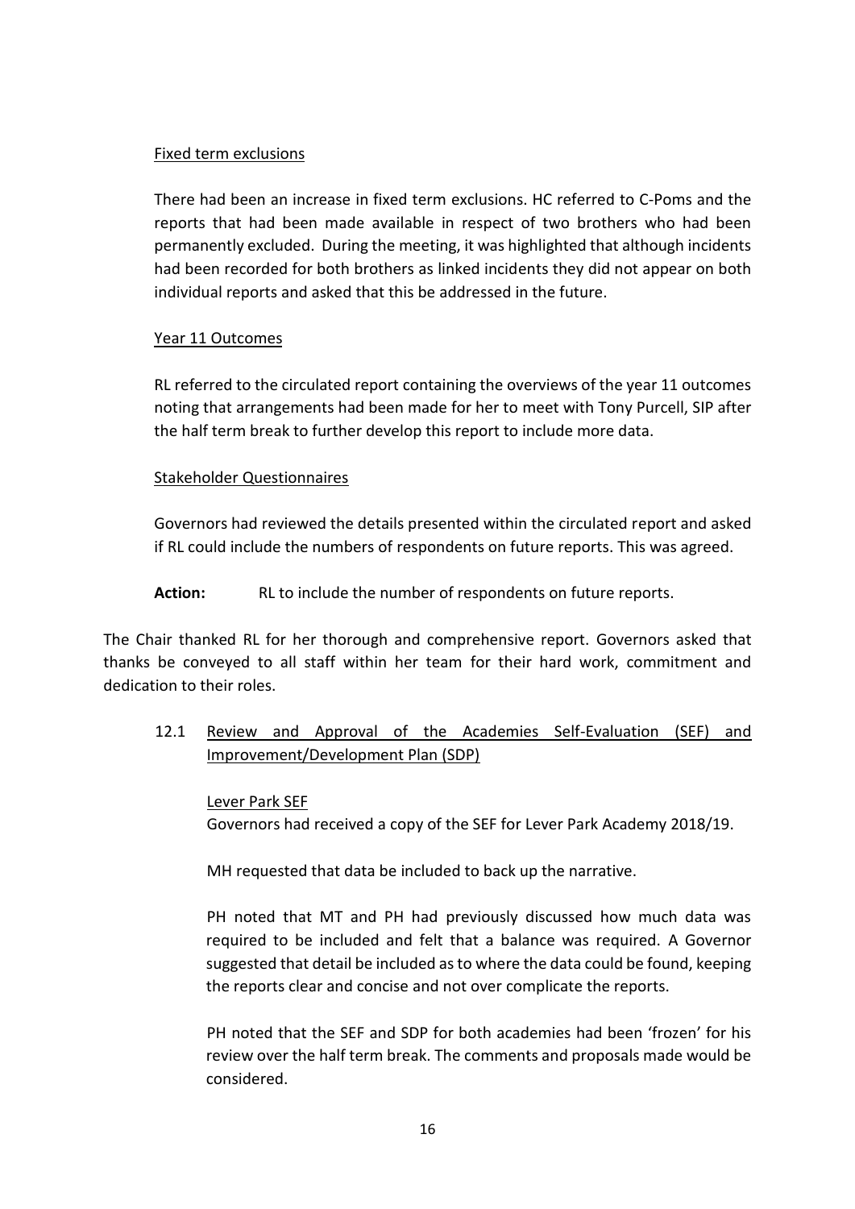Fixed term exclusions

There had been an increase in fixed term exclusions. HC referred to C-Poms and the reports that had been made available in respect of two brothers who had been permanently excluded. During the meeting, it was highlighted that although incidents had been recorded for both brothers as linked incidents they did not appear on both individual reports and asked that this be addressed in the future.

Year 11 Outcomes

RL referred to the circulated report containing the overviews of the year 11 outcomes noting that arrangements had been made for her to meet with Tony Purcell, SIP after the half term break to further develop this report to include more data.

Stakeholder Questionnaires

Governors had reviewed the details presented within the circulated report and asked if RL could include the numbers of respondents on future reports. This was agreed.

**Action:** RL to include the number of respondents on future reports.

The Chair thanked RL for her thorough and comprehensive report. Governors asked that thanks be conveyed to all staff within her team for their hard work, commitment and dedication to their roles.

12.1 Review and Approval of the Academies Self-Evaluation (SEF) and Improvement/Development Plan (SDP)

Lever Park SEF

Governors had received a copy of the SEF for Lever Park Academy 2018/19.

MH requested that data be included to back up the narrative.

PH noted that MT and PH had previously discussed how much data was required to be included and felt that a balance was required. A Governor suggested that detail be included as to where the data could be found, keeping the reports clear and concise and not over complicate the reports.

PH noted that the SEF and SDP for both academies had been 'frozen' for his review over the half term break. The comments and proposals made would be considered.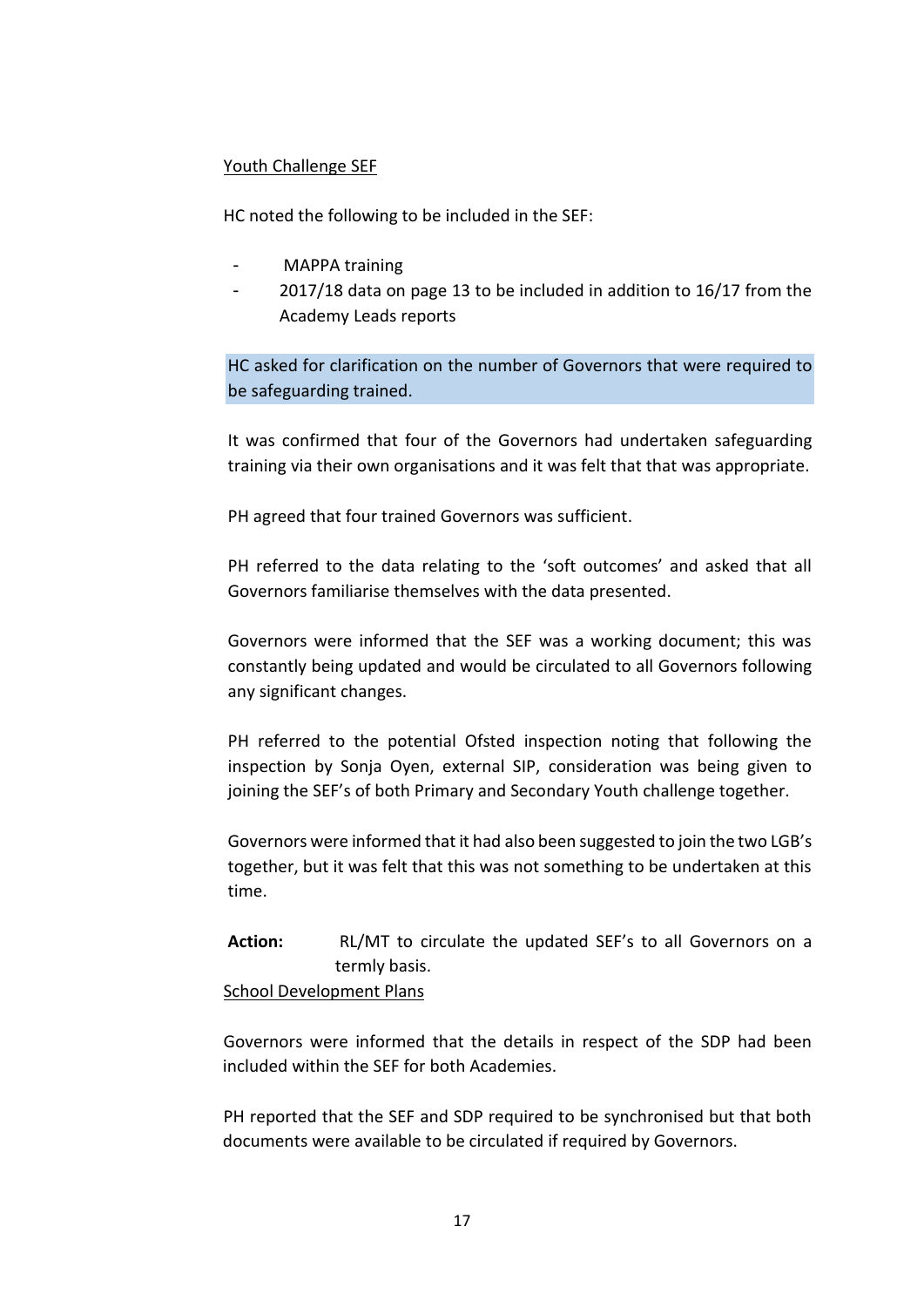Youth Challenge SEF

HC noted the following to be included in the SEF:

- MAPPA training
- 2017/18 data on page 13 to be included in addition to 16/17 from the Academy Leads reports

HC asked for clarification on the number of Governors that were required to be safeguarding trained.

It was confirmed that four of the Governors had undertaken safeguarding training via their own organisations and it was felt that that was appropriate.

PH agreed that four trained Governors was sufficient.

PH referred to the data relating to the 'soft outcomes' and asked that all Governors familiarise themselves with the data presented.

Governors were informed that the SEF was a working document; this was constantly being updated and would be circulated to all Governors following any significant changes.

PH referred to the potential Ofsted inspection noting that following the inspection by Sonja Oyen, external SIP, consideration was being given to joining the SEF's of both Primary and Secondary Youth challenge together.

Governors were informed that it had also been suggested to join the two LGB's together, but it was felt that this was not something to be undertaken at this time.

**Action:** RL/MT to circulate the updated SEF's to all Governors on a termly basis.

School Development Plans

Governors were informed that the details in respect of the SDP had been included within the SEF for both Academies.

PH reported that the SEF and SDP required to be synchronised but that both documents were available to be circulated if required by Governors.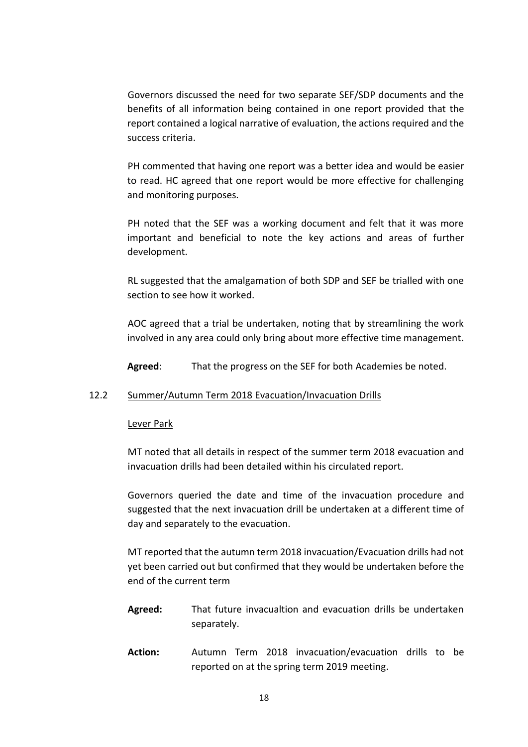Governors discussed the need for two separate SEF/SDP documents and the benefits of all information being contained in one report provided that the report contained a logical narrative of evaluation, the actions required and the success criteria.

PH commented that having one report was a better idea and would be easier to read. HC agreed that one report would be more effective for challenging and monitoring purposes.

PH noted that the SEF was a working document and felt that it was more important and beneficial to note the key actions and areas of further development.

RL suggested that the amalgamation of both SDP and SEF be trialled with one section to see how it worked.

AOC agreed that a trial be undertaken, noting that by streamlining the work involved in any area could only bring about more effective time management.

**Agreed**: That the progress on the SEF for both Academies be noted.

12.2 Summer/Autumn Term 2018 Evacuation/Invacuation Drills

Lever Park

MT noted that all details in respect of the summer term 2018 evacuation and invacuation drills had been detailed within his circulated report.

Governors queried the date and time of the invacuation procedure and suggested that the next invacuation drill be undertaken at a different time of day and separately to the evacuation.

MT reported that the autumn term 2018 invacuation/Evacuation drills had not yet been carried out but confirmed that they would be undertaken before the end of the current term

**Agreed:** That future invacualtion and evacuation drills be undertaken separately.

**Action:** Autumn Term 2018 invacuation/evacuation drills to be reported on at the spring term 2019 meeting.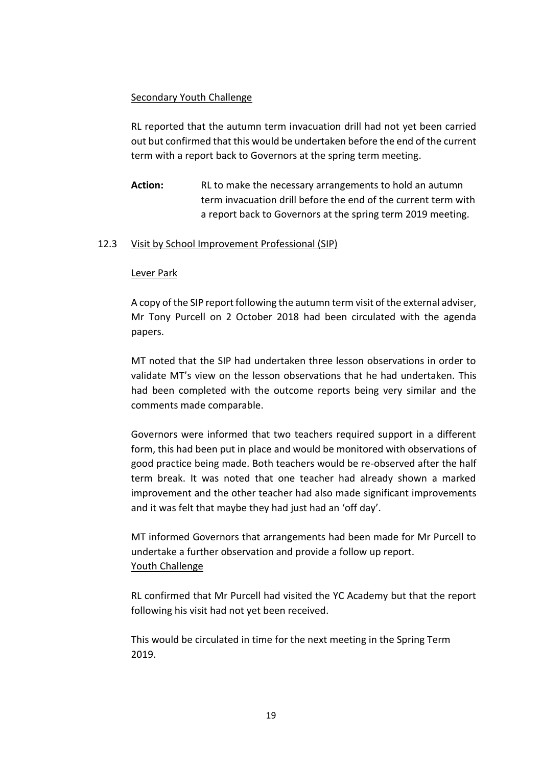Secondary Youth Challenge

RL reported that the autumn term invacuation drill had not yet been carried out but confirmed that this would be undertaken before the end of the current term with a report back to Governors at the spring term meeting.

**Action:** RL to make the necessary arrangements to hold an autumn term invacuation drill before the end of the current term with a report back to Governors at the spring term 2019 meeting.

12.3 Visit by School Improvement Professional (SIP)

Lever Park

A copy of the SIP report following the autumn term visit of the external adviser, Mr Tony Purcell on 2 October 2018 had been circulated with the agenda papers.

MT noted that the SIP had undertaken three lesson observations in order to validate MT's view on the lesson observations that he had undertaken. This had been completed with the outcome reports being very similar and the comments made comparable.

Governors were informed that two teachers required support in a different form, this had been put in place and would be monitored with observations of good practice being made. Both teachers would be re-observed after the half term break. It was noted that one teacher had already shown a marked improvement and the other teacher had also made significant improvements and it was felt that maybe they had just had an 'off day'.

MT informed Governors that arrangements had been made for Mr Purcell to undertake a further observation and provide a follow up report.

Youth Challenge

RL confirmed that Mr Purcell had visited the YC Academy but that the report following his visit had not yet been received.

This would be circulated in time for the next meeting in the Spring Term 2019.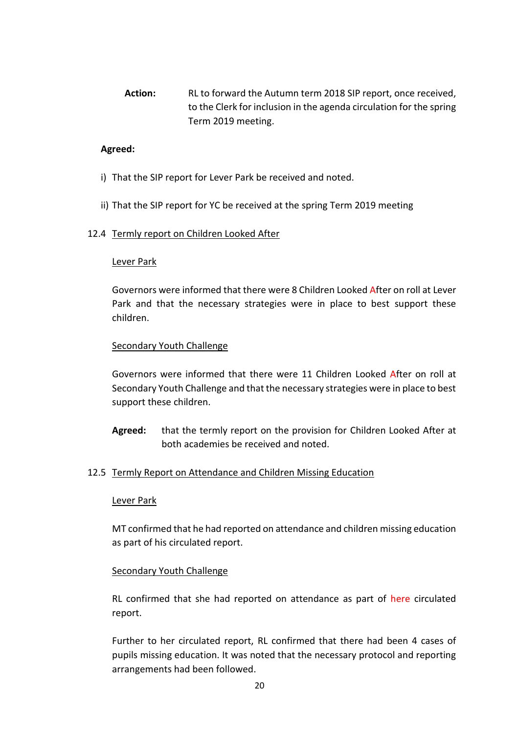**Action:** RL to forward the Autumn term 2018 SIP report, once received, to the Clerk for inclusion in the agenda circulation for the spring Term 2019 meeting.

**Agreed:**

i) That the SIP report for Lever Park be received and noted.

ii) That the SIP report for YC be received at the spring Term 2019 meeting

12.4 Termly report on Children Looked After

Lever Park

Governors were informed that there were 8 Children Looked After on roll at Lever Park and that the necessary strategies were in place to best support these children.

Secondary Youth Challenge

Governors were informed that there were 11 Children Looked After on roll at Secondary Youth Challenge and that the necessary strategies were in place to best support these children.

**Agreed:** that the termly report on the provision for Children Looked After at both academies be received and noted.

12.5 Termly Report on Attendance and Children Missing Education

Lever Park

MT confirmed that he had reported on attendance and children missing education as part of his circulated report.

Secondary Youth Challenge

RL confirmed that she had reported on attendance as part of here circulated report.

Further to her circulated report, RL confirmed that there had been 4 cases of pupils missing education. It was noted that the necessary protocol and reporting arrangements had been followed.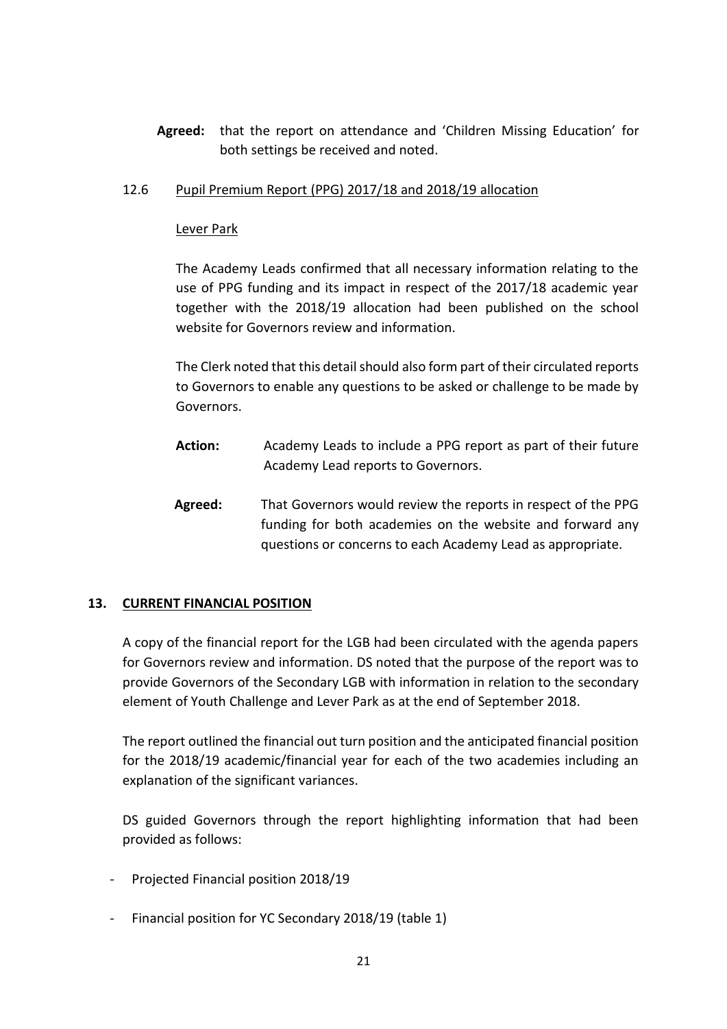**Agreed:** that the report on attendance and 'Children Missing Education' for both settings be received and noted.

12.6 Pupil Premium Report (PPG) 2017/18 and 2018/19 allocation

Lever Park

The Academy Leads confirmed that all necessary information relating to the use of PPG funding and its impact in respect of the 2017/18 academic year together with the 2018/19 allocation had been published on the school website for Governors review and information.

The Clerk noted that this detail should also form part of their circulated reports to Governors to enable any questions to be asked or challenge to be made by Governors.

**Action:** Academy Leads to include a PPG report as part of their future Academy Lead reports to Governors.

**Agreed:** That Governors would review the reports in respect of the PPG funding for both academies on the website and forward any questions or concerns to each Academy Lead as appropriate.

## 13. CURRENT FINANCIAL POSITION

A copy of the financial report for the LGB had been circulated with the agenda papers for Governors review and information. DS noted that the purpose of the report was to provide Governors of the Secondary LGB with information in relation to the secondary element of Youth Challenge and Lever Park as at the end of September 2018.

The report outlined the financial out turn position and the anticipated financial position for the 2018/19 academic/financial year for each of the two academies including an explanation of the significant variances.

DS guided Governors through the report highlighting information that had been provided as follows:

- Projected Financial position 2018/19
- Financial position for YC Secondary 2018/19 (table 1)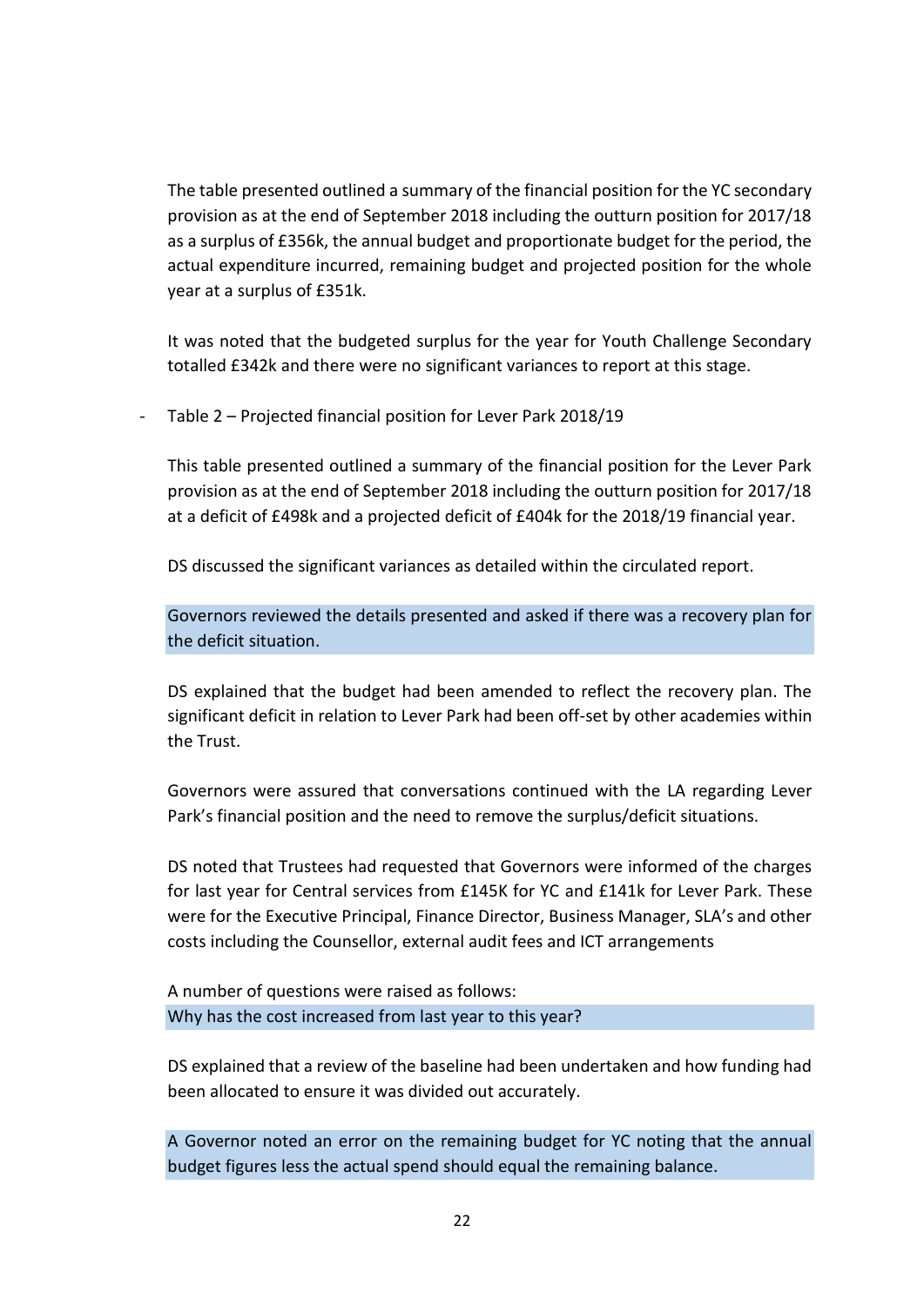The table presented outlined a summary of the financial position for the YC secondary provision as at the end of September 2018 including the outturn position for 2017/18 as a surplus of £356k, the annual budget and proportionate budget for the period, the actual expenditure incurred, remaining budget and projected position for the whole year at a surplus of £351k.

It was noted that the budgeted surplus for the year for Youth Challenge Secondary totalled £342k and there were no significant variances to report at this stage.

- Table 2 – Projected financial position for Lever Park 2018/19

  This table presented outlined a summary of the financial position for the Lever Park provision as at the end of September 2018 including the outturn position for 2017/18 at a deficit of £498k and a projected deficit of £404k for the 2018/19 financial year.

  DS discussed the significant variances as detailed within the circulated report.

  Governors reviewed the details presented and asked if there was a recovery plan for the deficit situation.

  DS explained that the budget had been amended to reflect the recovery plan. The significant deficit in relation to Lever Park had been off-set by other academies within the Trust.

  Governors were assured that conversations continued with the LA regarding Lever Park's financial position and the need to remove the surplus/deficit situations.

  DS noted that Trustees had requested that Governors were informed of the charges for last year for Central services from £145K for YC and £141k for Lever Park. These were for the Executive Principal, Finance Director, Business Manager, SLA's and other costs including the Counsellor, external audit fees and ICT arrangements

  A number of questions were raised as follows:
  Why has the cost increased from last year to this year?

  DS explained that a review of the baseline had been undertaken and how funding had been allocated to ensure it was divided out accurately.

  A Governor noted an error on the remaining budget for YC noting that the annual budget figures less the actual spend should equal the remaining balance.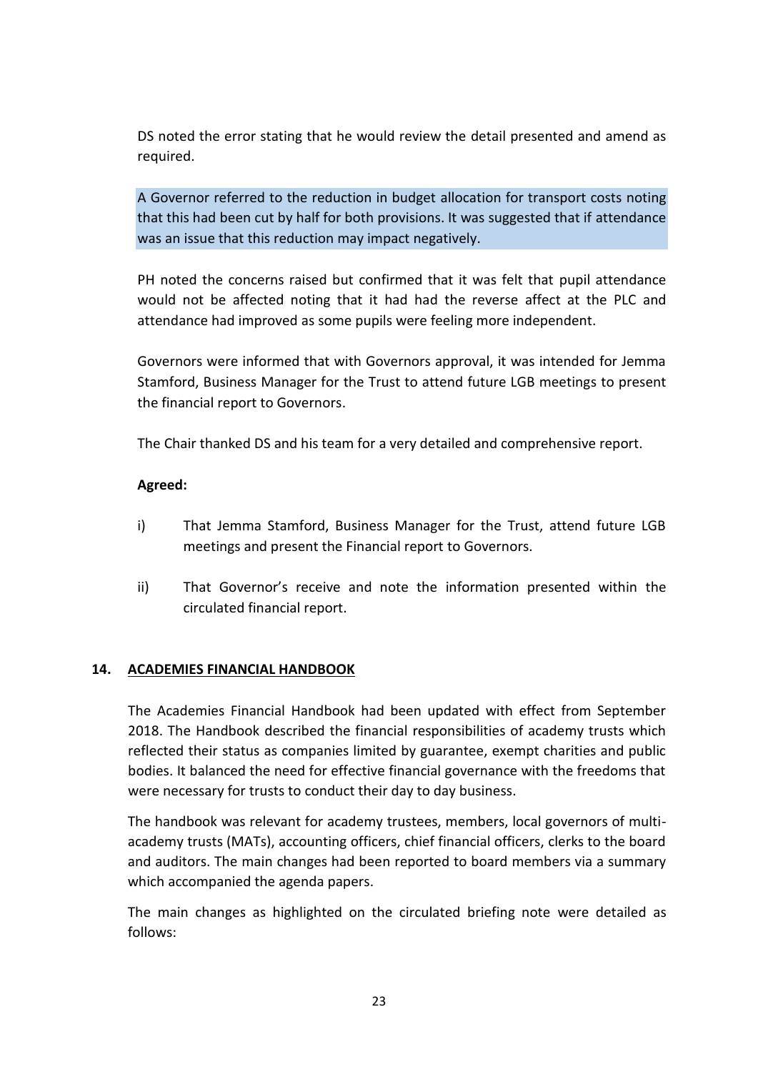DS noted the error stating that he would review the detail presented and amend as required.

A Governor referred to the reduction in budget allocation for transport costs noting that this had been cut by half for both provisions. It was suggested that if attendance was an issue that this reduction may impact negatively.

PH noted the concerns raised but confirmed that it was felt that pupil attendance would not be affected noting that it had had the reverse affect at the PLC and attendance had improved as some pupils were feeling more independent.

Governors were informed that with Governors approval, it was intended for Jemma Stamford, Business Manager for the Trust to attend future LGB meetings to present the financial report to Governors.

The Chair thanked DS and his team for a very detailed and comprehensive report.

**Agreed:**

i) That Jemma Stamford, Business Manager for the Trust, attend future LGB meetings and present the Financial report to Governors.

ii) That Governor's receive and note the information presented within the circulated financial report.

## 14. ACADEMIES FINANCIAL HANDBOOK

The Academies Financial Handbook had been updated with effect from September 2018. The Handbook described the financial responsibilities of academy trusts which reflected their status as companies limited by guarantee, exempt charities and public bodies. It balanced the need for effective financial governance with the freedoms that were necessary for trusts to conduct their day to day business.

The handbook was relevant for academy trustees, members, local governors of multi-academy trusts (MATs), accounting officers, chief financial officers, clerks to the board and auditors. The main changes had been reported to board members via a summary which accompanied the agenda papers.

The main changes as highlighted on the circulated briefing note were detailed as follows: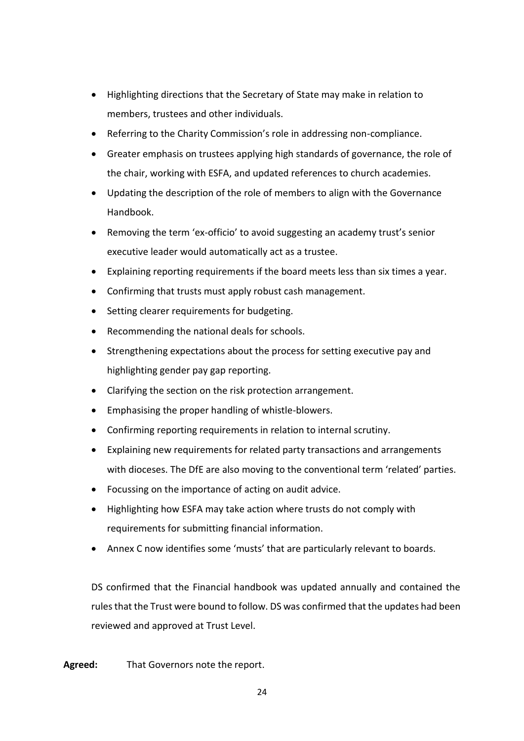- Highlighting directions that the Secretary of State may make in relation to members, trustees and other individuals.
- Referring to the Charity Commission's role in addressing non-compliance.
- Greater emphasis on trustees applying high standards of governance, the role of the chair, working with ESFA, and updated references to church academies.
- Updating the description of the role of members to align with the Governance Handbook.
- Removing the term 'ex-officio' to avoid suggesting an academy trust's senior executive leader would automatically act as a trustee.
- Explaining reporting requirements if the board meets less than six times a year.
- Confirming that trusts must apply robust cash management.
- Setting clearer requirements for budgeting.
- Recommending the national deals for schools.
- Strengthening expectations about the process for setting executive pay and highlighting gender pay gap reporting.
- Clarifying the section on the risk protection arrangement.
- Emphasising the proper handling of whistle-blowers.
- Confirming reporting requirements in relation to internal scrutiny.
- Explaining new requirements for related party transactions and arrangements with dioceses. The DfE are also moving to the conventional term 'related' parties.
- Focussing on the importance of acting on audit advice.
- Highlighting how ESFA may take action where trusts do not comply with requirements for submitting financial information.
- Annex C now identifies some 'musts' that are particularly relevant to boards.

DS confirmed that the Financial handbook was updated annually and contained the rules that the Trust were bound to follow. DS was confirmed that the updates had been reviewed and approved at Trust Level.

**Agreed:** That Governors note the report.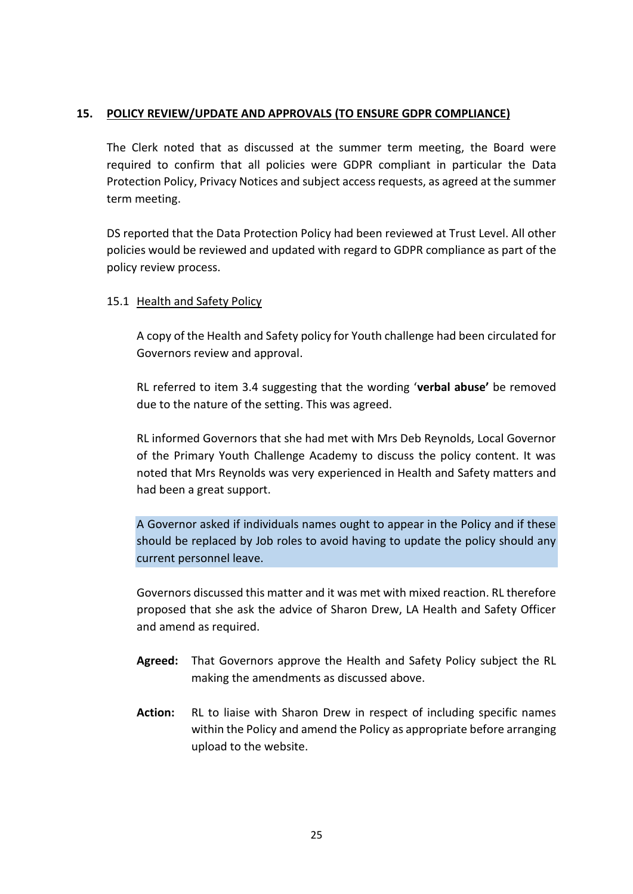## 15. <u>POLICY REVIEW/UPDATE AND APPROVALS (TO ENSURE GDPR COMPLIANCE)</u>

The Clerk noted that as discussed at the summer term meeting, the Board were required to confirm that all policies were GDPR compliant in particular the Data Protection Policy, Privacy Notices and subject access requests, as agreed at the summer term meeting.

DS reported that the Data Protection Policy had been reviewed at Trust Level. All other policies would be reviewed and updated with regard to GDPR compliance as part of the policy review process.

### 15.1 <u>Health and Safety Policy</u>

A copy of the Health and Safety policy for Youth challenge had been circulated for Governors review and approval.

RL referred to item 3.4 suggesting that the wording '**verbal abuse'** be removed due to the nature of the setting. This was agreed.

RL informed Governors that she had met with Mrs Deb Reynolds, Local Governor of the Primary Youth Challenge Academy to discuss the policy content. It was noted that Mrs Reynolds was very experienced in Health and Safety matters and had been a great support.

A Governor asked if individuals names ought to appear in the Policy and if these should be replaced by Job roles to avoid having to update the policy should any current personnel leave.

Governors discussed this matter and it was met with mixed reaction. RL therefore proposed that she ask the advice of Sharon Drew, LA Health and Safety Officer and amend as required.

**Agreed:** That Governors approve the Health and Safety Policy subject the RL making the amendments as discussed above.

**Action:** RL to liaise with Sharon Drew in respect of including specific names within the Policy and amend the Policy as appropriate before arranging upload to the website.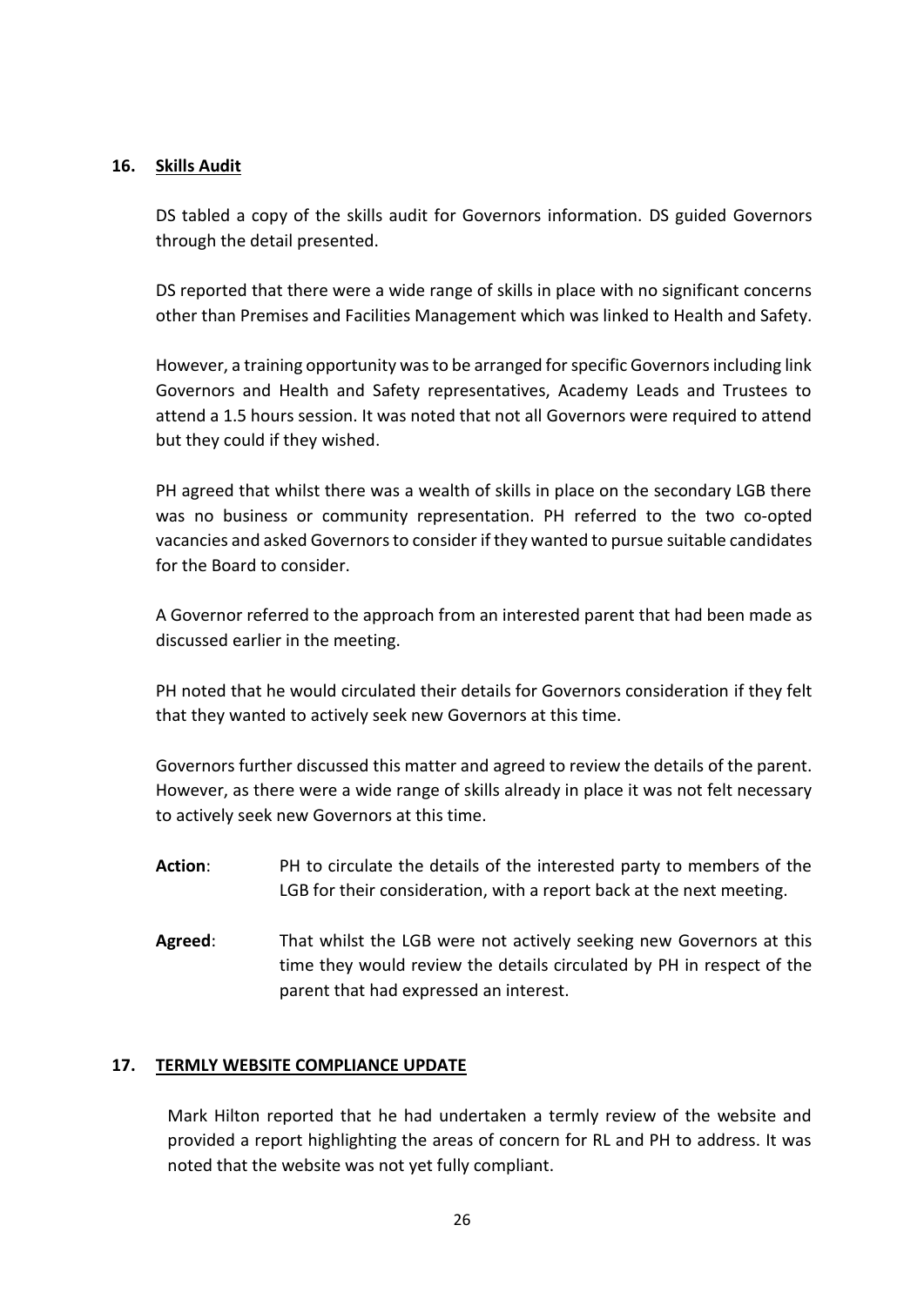## 16. Skills Audit

DS tabled a copy of the skills audit for Governors information. DS guided Governors through the detail presented.

DS reported that there were a wide range of skills in place with no significant concerns other than Premises and Facilities Management which was linked to Health and Safety.

However, a training opportunity was to be arranged for specific Governors including link Governors and Health and Safety representatives, Academy Leads and Trustees to attend a 1.5 hours session. It was noted that not all Governors were required to attend but they could if they wished.

PH agreed that whilst there was a wealth of skills in place on the secondary LGB there was no business or community representation. PH referred to the two co-opted vacancies and asked Governors to consider if they wanted to pursue suitable candidates for the Board to consider.

A Governor referred to the approach from an interested parent that had been made as discussed earlier in the meeting.

PH noted that he would circulated their details for Governors consideration if they felt that they wanted to actively seek new Governors at this time.

Governors further discussed this matter and agreed to review the details of the parent. However, as there were a wide range of skills already in place it was not felt necessary to actively seek new Governors at this time.

**Action**: PH to circulate the details of the interested party to members of the LGB for their consideration, with a report back at the next meeting.

**Agreed**: That whilst the LGB were not actively seeking new Governors at this time they would review the details circulated by PH in respect of the parent that had expressed an interest.

## 17. TERMLY WEBSITE COMPLIANCE UPDATE

Mark Hilton reported that he had undertaken a termly review of the website and provided a report highlighting the areas of concern for RL and PH to address. It was noted that the website was not yet fully compliant.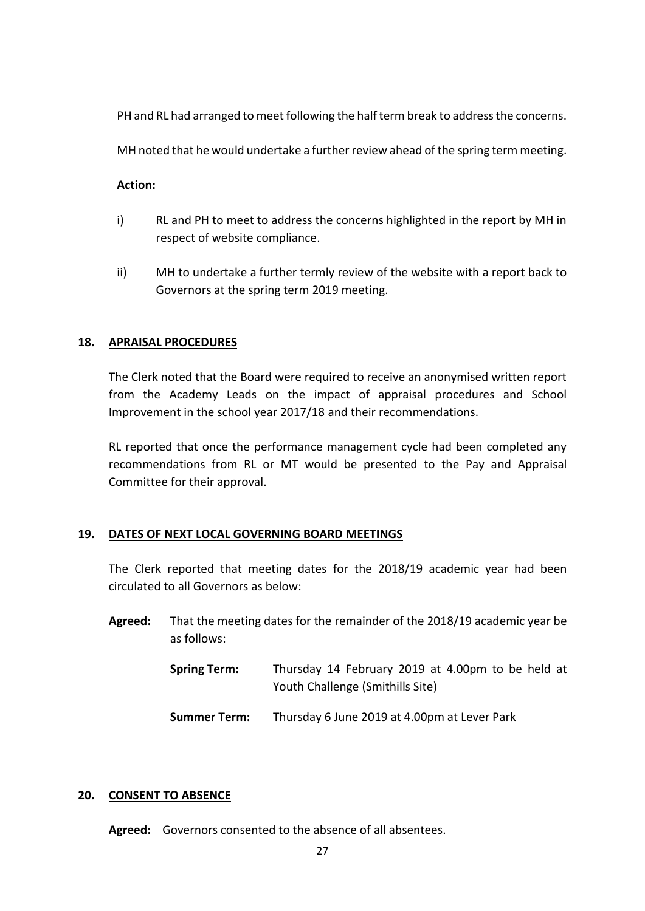PH and RL had arranged to meet following the half term break to address the concerns.

MH noted that he would undertake a further review ahead of the spring term meeting.

**Action:**

i) RL and PH to meet to address the concerns highlighted in the report by MH in respect of website compliance.

ii) MH to undertake a further termly review of the website with a report back to Governors at the spring term 2019 meeting.

## 18. APRAISAL PROCEDURES

The Clerk noted that the Board were required to receive an anonymised written report from the Academy Leads on the impact of appraisal procedures and School Improvement in the school year 2017/18 and their recommendations.

RL reported that once the performance management cycle had been completed any recommendations from RL or MT would be presented to the Pay and Appraisal Committee for their approval.

## 19. DATES OF NEXT LOCAL GOVERNING BOARD MEETINGS

The Clerk reported that meeting dates for the 2018/19 academic year had been circulated to all Governors as below:

**Agreed:** That the meeting dates for the remainder of the 2018/19 academic year be as follows:

**Spring Term:** Thursday 14 February 2019 at 4.00pm to be held at Youth Challenge (Smithills Site)

**Summer Term:** Thursday 6 June 2019 at 4.00pm at Lever Park

## 20. CONSENT TO ABSENCE

**Agreed:** Governors consented to the absence of all absentees.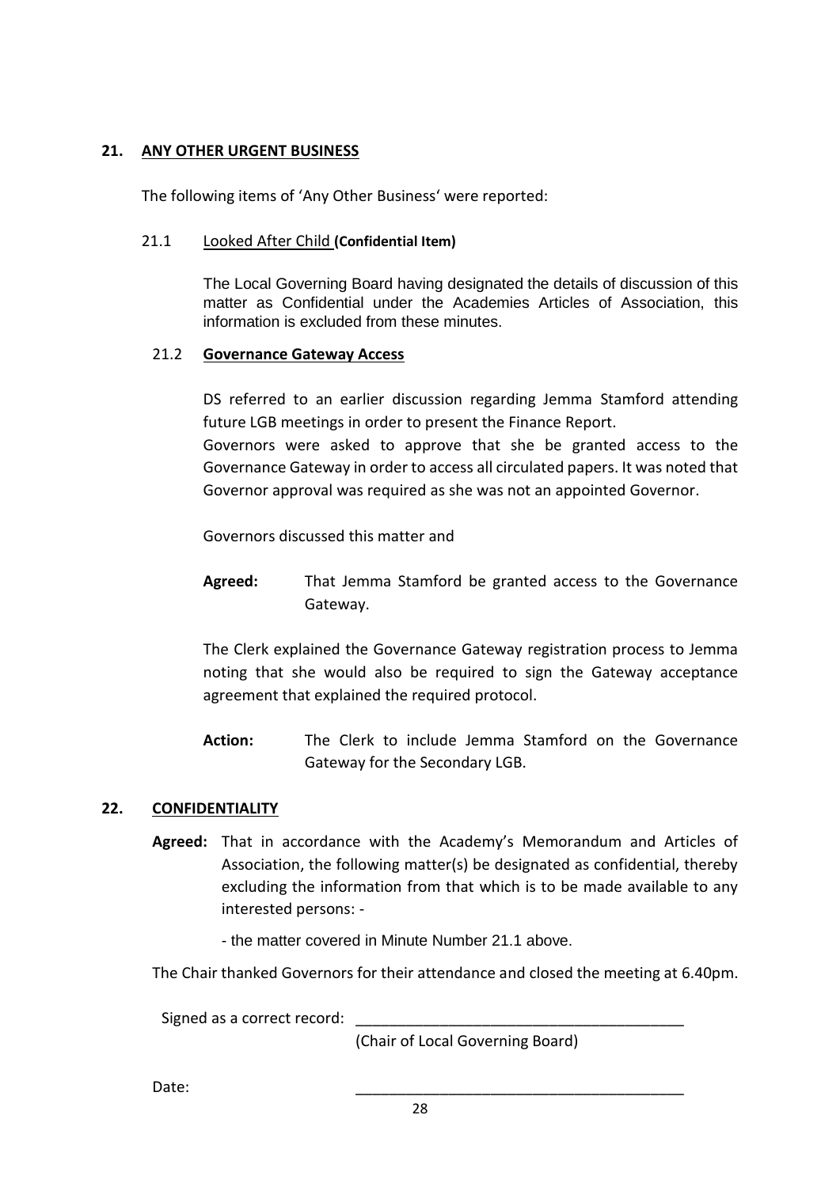## 21. ANY OTHER URGENT BUSINESS

The following items of 'Any Other Business' were reported:

21.1 Looked After Child **(Confidential Item)**

The Local Governing Board having designated the details of discussion of this matter as Confidential under the Academies Articles of Association, this information is excluded from these minutes.

21.2 **Governance Gateway Access**

DS referred to an earlier discussion regarding Jemma Stamford attending future LGB meetings in order to present the Finance Report.
Governors were asked to approve that she be granted access to the Governance Gateway in order to access all circulated papers. It was noted that Governor approval was required as she was not an appointed Governor.

Governors discussed this matter and

**Agreed:** That Jemma Stamford be granted access to the Governance Gateway.

The Clerk explained the Governance Gateway registration process to Jemma noting that she would also be required to sign the Gateway acceptance agreement that explained the required protocol.

**Action:** The Clerk to include Jemma Stamford on the Governance Gateway for the Secondary LGB.

## 22. CONFIDENTIALITY

**Agreed:** That in accordance with the Academy's Memorandum and Articles of Association, the following matter(s) be designated as confidential, thereby excluding the information from that which is to be made available to any interested persons: -

- the matter covered in Minute Number 21.1 above.

The Chair thanked Governors for their attendance and closed the meeting at 6.40pm.

Signed as a correct record: ________________________________________
(Chair of Local Governing Board)

Date: ________________________________________